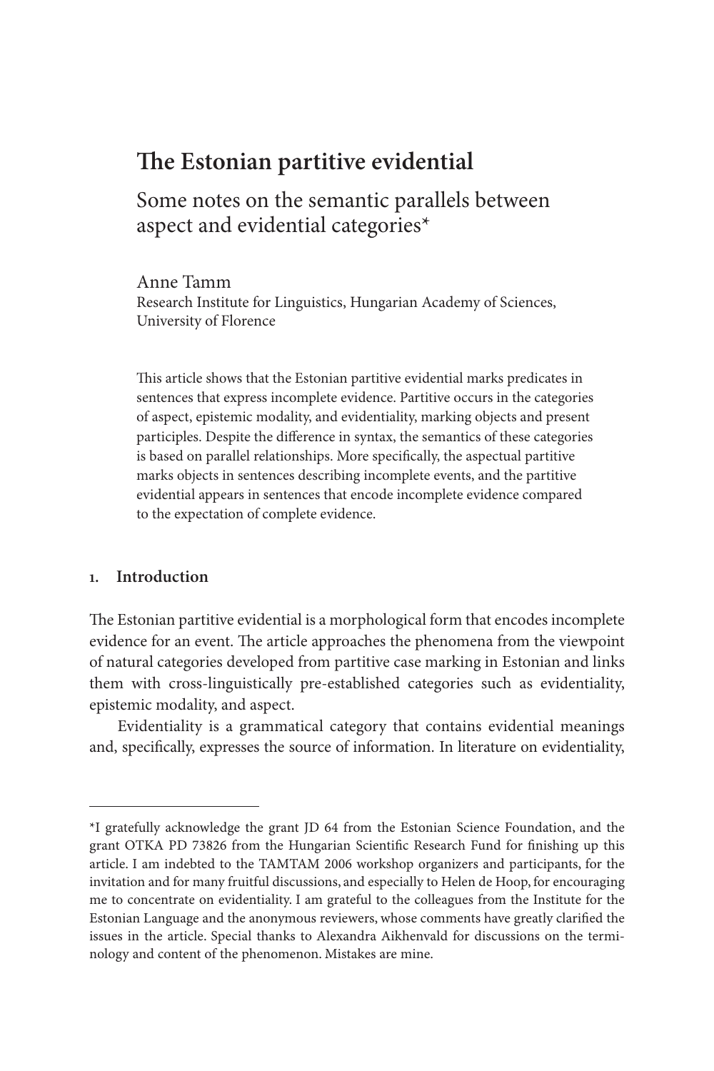# The Estonian partitive evidential

## Some notes on the semantic parallels between aspect and evidential categories*

Anne Tamm
Research Institute for Linguistics, Hungarian Academy of Sciences,
University of Florence

This article shows that the Estonian partitive evidential marks predicates in sentences that express incomplete evidence. Partitive occurs in the categories of aspect, epistemic modality, and evidentiality, marking objects and present participles. Despite the difference in syntax, the semantics of these categories is based on parallel relationships. More specifically, the aspectual partitive marks objects in sentences describing incomplete events, and the partitive evidential appears in sentences that encode incomplete evidence compared to the expectation of complete evidence.

## 1. Introduction

The Estonian partitive evidential is a morphological form that encodes incomplete evidence for an event. The article approaches the phenomena from the viewpoint of natural categories developed from partitive case marking in Estonian and links them with cross-linguistically pre-established categories such as evidentiality, epistemic modality, and aspect.

Evidentiality is a grammatical category that contains evidential meanings and, specifically, expresses the source of information. In literature on evidentiality,

---

*I gratefully acknowledge the grant JD 64 from the Estonian Science Foundation, and the grant OTKA PD 73826 from the Hungarian Scientific Research Fund for finishing up this article. I am indebted to the TAMTAM 2006 workshop organizers and participants, for the invitation and for many fruitful discussions, and especially to Helen de Hoop, for encouraging me to concentrate on evidentiality. I am grateful to the colleagues from the Institute for the Estonian Language and the anonymous reviewers, whose comments have greatly clarified the issues in the article. Special thanks to Alexandra Aikhenvald for discussions on the terminology and content of the phenomenon. Mistakes are mine.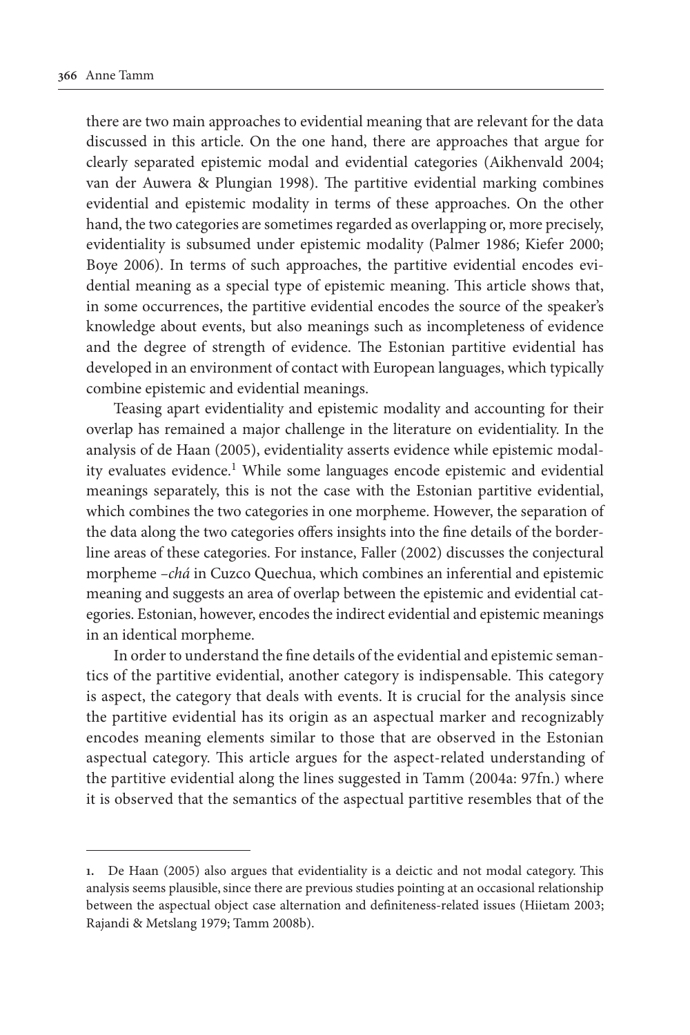there are two main approaches to evidential meaning that are relevant for the data discussed in this article. On the one hand, there are approaches that argue for clearly separated epistemic modal and evidential categories (Aikhenvald 2004; van der Auwera & Plungian 1998). The partitive evidential marking combines evidential and epistemic modality in terms of these approaches. On the other hand, the two categories are sometimes regarded as overlapping or, more precisely, evidentiality is subsumed under epistemic modality (Palmer 1986; Kiefer 2000; Boye 2006). In terms of such approaches, the partitive evidential encodes evidential meaning as a special type of epistemic meaning. This article shows that, in some occurrences, the partitive evidential encodes the source of the speaker's knowledge about events, but also meanings such as incompleteness of evidence and the degree of strength of evidence. The Estonian partitive evidential has developed in an environment of contact with European languages, which typically combine epistemic and evidential meanings.

Teasing apart evidentiality and epistemic modality and accounting for their overlap has remained a major challenge in the literature on evidentiality. In the analysis of de Haan (2005), evidentiality asserts evidence while epistemic modality evaluates evidence.[1] While some languages encode epistemic and evidential meanings separately, this is not the case with the Estonian partitive evidential, which combines the two categories in one morpheme. However, the separation of the data along the two categories offers insights into the fine details of the borderline areas of these categories. For instance, Faller (2002) discusses the conjectural morpheme *–chá* in Cuzco Quechua, which combines an inferential and epistemic meaning and suggests an area of overlap between the epistemic and evidential categories. Estonian, however, encodes the indirect evidential and epistemic meanings in an identical morpheme.

In order to understand the fine details of the evidential and epistemic semantics of the partitive evidential, another category is indispensable. This category is aspect, the category that deals with events. It is crucial for the analysis since the partitive evidential has its origin as an aspectual marker and recognizably encodes meaning elements similar to those that are observed in the Estonian aspectual category. This article argues for the aspect-related understanding of the partitive evidential along the lines suggested in Tamm (2004a: 97fn.) where it is observed that the semantics of the aspectual partitive resembles that of the

---

1. De Haan (2005) also argues that evidentiality is a deictic and not modal category. This analysis seems plausible, since there are previous studies pointing at an occasional relationship between the aspectual object case alternation and definiteness-related issues (Hiietam 2003; Rajandi & Metslang 1979; Tamm 2008b).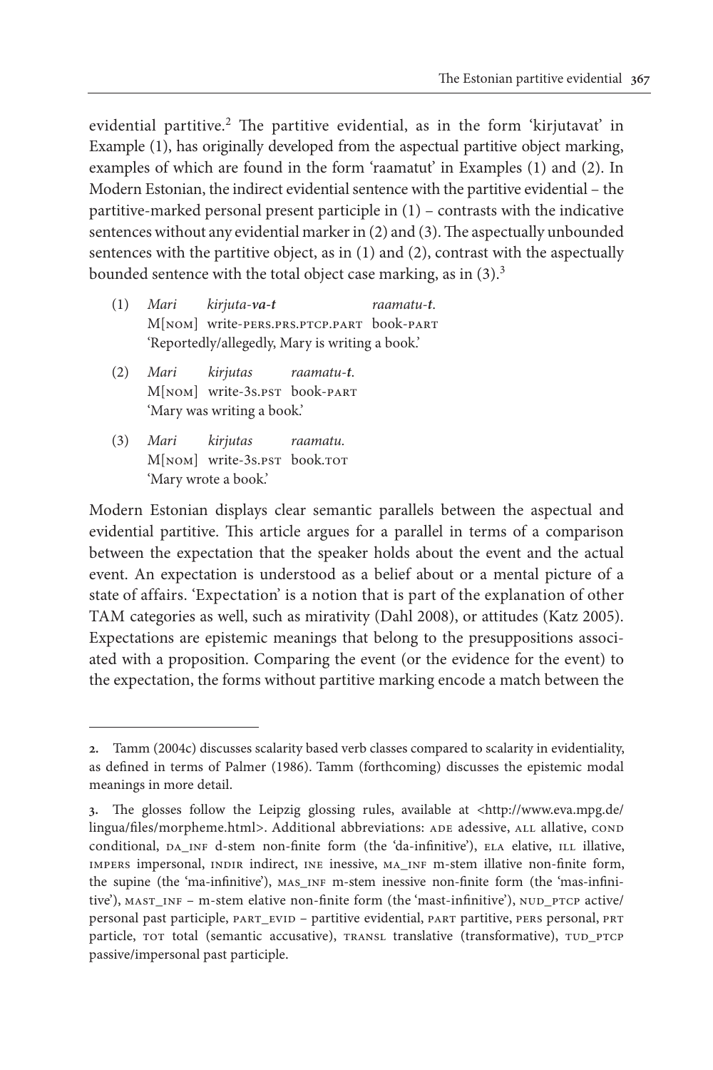evidential partitive.[2] The partitive evidential, as in the form 'kirjutavat' in Example (1), has originally developed from the aspectual partitive object marking, examples of which are found in the form 'raamatut' in Examples (1) and (2). In Modern Estonian, the indirect evidential sentence with the partitive evidential – the partitive-marked personal present participle in (1) – contrasts with the indicative sentences without any evidential marker in (2) and (3). The aspectually unbounded sentences with the partitive object, as in (1) and (2), contrast with the aspectually bounded sentence with the total object case marking, as in (3).[3]

(1) *Mari* *kirjuta-**va-t*** *raamatu-**t**.*
M[NOM] write-PERS.PRS.PTCP.PART book-PART
'Reportedly/allegedly, Mary is writing a book.'

(2) *Mari* *kirjutas* *raamatu-**t**.*
M[NOM] write-3S.PST book-PART
'Mary was writing a book.'

(3) *Mari* *kirjutas* *raamatu.*
M[NOM] write-3S.PST book.TOT
'Mary wrote a book.'

Modern Estonian displays clear semantic parallels between the aspectual and evidential partitive. This article argues for a parallel in terms of a comparison between the expectation that the speaker holds about the event and the actual event. An expectation is understood as a belief about or a mental picture of a state of affairs. 'Expectation' is a notion that is part of the explanation of other TAM categories as well, such as mirativity (Dahl 2008), or attitudes (Katz 2005). Expectations are epistemic meanings that belong to the presuppositions associated with a proposition. Comparing the event (or the evidence for the event) to the expectation, the forms without partitive marking encode a match between the

---

**2.** Tamm (2004c) discusses scalarity based verb classes compared to scalarity in evidentiality, as defined in terms of Palmer (1986). Tamm (forthcoming) discusses the epistemic modal meanings in more detail.

**3.** The glosses follow the Leipzig glossing rules, available at <http://www.eva.mpg.de/lingua/files/morpheme.html>. Additional abbreviations: ADE adessive, ALL allative, COND conditional, DA_INF d-stem non-finite form (the 'da-infinitive'), ELA elative, ILL illative, IMPERS impersonal, INDIR indirect, INE inessive, MA_INF m-stem illative non-finite form, the supine (the 'ma-infinitive'), MAS_INF m-stem inessive non-finite form (the 'mas-infinitive'), MAST_INF – m-stem elative non-finite form (the 'mast-infinitive'), NUD_PTCP active/personal past participle, PART_EVID – partitive evidential, PART partitive, PERS personal, PRT particle, TOT total (semantic accusative), TRANSL translative (transformative), TUD_PTCP passive/impersonal past participle.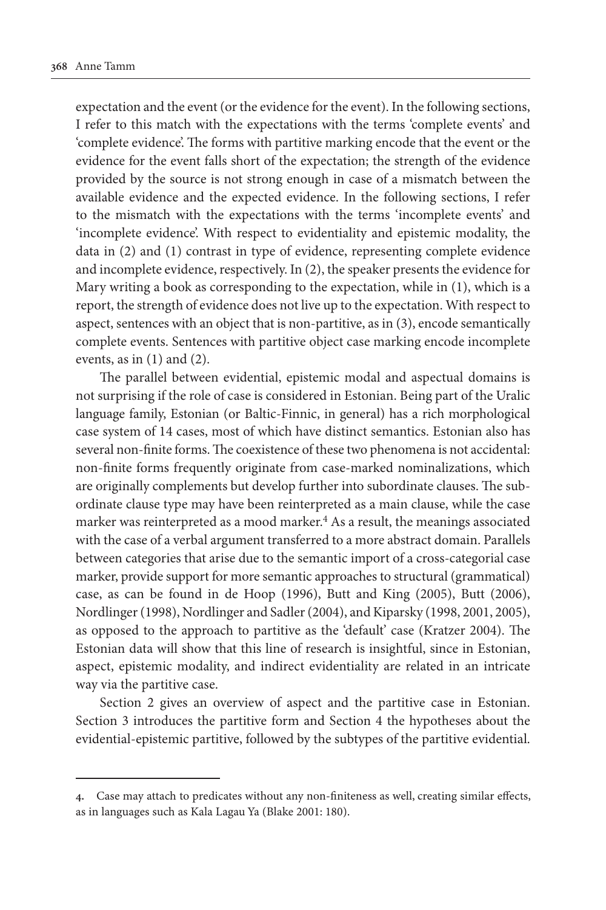expectation and the event (or the evidence for the event). In the following sections, I refer to this match with the expectations with the terms 'complete events' and 'complete evidence'. The forms with partitive marking encode that the event or the evidence for the event falls short of the expectation; the strength of the evidence provided by the source is not strong enough in case of a mismatch between the available evidence and the expected evidence. In the following sections, I refer to the mismatch with the expectations with the terms 'incomplete events' and 'incomplete evidence'. With respect to evidentiality and epistemic modality, the data in (2) and (1) contrast in type of evidence, representing complete evidence and incomplete evidence, respectively. In (2), the speaker presents the evidence for Mary writing a book as corresponding to the expectation, while in (1), which is a report, the strength of evidence does not live up to the expectation. With respect to aspect, sentences with an object that is non-partitive, as in (3), encode semantically complete events. Sentences with partitive object case marking encode incomplete events, as in (1) and (2).

The parallel between evidential, epistemic modal and aspectual domains is not surprising if the role of case is considered in Estonian. Being part of the Uralic language family, Estonian (or Baltic-Finnic, in general) has a rich morphological case system of 14 cases, most of which have distinct semantics. Estonian also has several non-finite forms. The coexistence of these two phenomena is not accidental: non-finite forms frequently originate from case-marked nominalizations, which are originally complements but develop further into subordinate clauses. The subordinate clause type may have been reinterpreted as a main clause, while the case marker was reinterpreted as a mood marker.[4] As a result, the meanings associated with the case of a verbal argument transferred to a more abstract domain. Parallels between categories that arise due to the semantic import of a cross-categorial case marker, provide support for more semantic approaches to structural (grammatical) case, as can be found in de Hoop (1996), Butt and King (2005), Butt (2006), Nordlinger (1998), Nordlinger and Sadler (2004), and Kiparsky (1998, 2001, 2005), as opposed to the approach to partitive as the 'default' case (Kratzer 2004). The Estonian data will show that this line of research is insightful, since in Estonian, aspect, epistemic modality, and indirect evidentiality are related in an intricate way via the partitive case.

Section 2 gives an overview of aspect and the partitive case in Estonian. Section 3 introduces the partitive form and Section 4 the hypotheses about the evidential-epistemic partitive, followed by the subtypes of the partitive evidential.

---

4. Case may attach to predicates without any non-finiteness as well, creating similar effects, as in languages such as Kala Lagau Ya (Blake 2001: 180).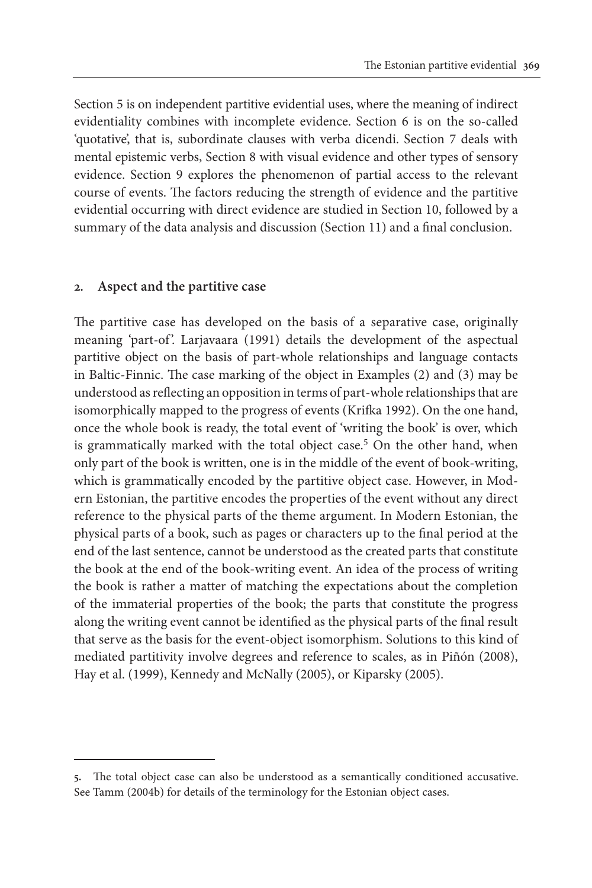Section 5 is on independent partitive evidential uses, where the meaning of indirect evidentiality combines with incomplete evidence. Section 6 is on the so-called 'quotative', that is, subordinate clauses with verba dicendi. Section 7 deals with mental epistemic verbs, Section 8 with visual evidence and other types of sensory evidence. Section 9 explores the phenomenon of partial access to the relevant course of events. The factors reducing the strength of evidence and the partitive evidential occurring with direct evidence are studied in Section 10, followed by a summary of the data analysis and discussion (Section 11) and a final conclusion.

## 2. Aspect and the partitive case

The partitive case has developed on the basis of a separative case, originally meaning 'part-of'. Larjavaara (1991) details the development of the aspectual partitive object on the basis of part-whole relationships and language contacts in Baltic-Finnic. The case marking of the object in Examples (2) and (3) may be understood as reflecting an opposition in terms of part-whole relationships that are isomorphically mapped to the progress of events (Krifka 1992). On the one hand, once the whole book is ready, the total event of 'writing the book' is over, which is grammatically marked with the total object case.[5] On the other hand, when only part of the book is written, one is in the middle of the event of book-writing, which is grammatically encoded by the partitive object case. However, in Modern Estonian, the partitive encodes the properties of the event without any direct reference to the physical parts of the theme argument. In Modern Estonian, the physical parts of a book, such as pages or characters up to the final period at the end of the last sentence, cannot be understood as the created parts that constitute the book at the end of the book-writing event. An idea of the process of writing the book is rather a matter of matching the expectations about the completion of the immaterial properties of the book; the parts that constitute the progress along the writing event cannot be identified as the physical parts of the final result that serve as the basis for the event-object isomorphism. Solutions to this kind of mediated partitivity involve degrees and reference to scales, as in Piñón (2008), Hay et al. (1999), Kennedy and McNally (2005), or Kiparsky (2005).

---

5. The total object case can also be understood as a semantically conditioned accusative. See Tamm (2004b) for details of the terminology for the Estonian object cases.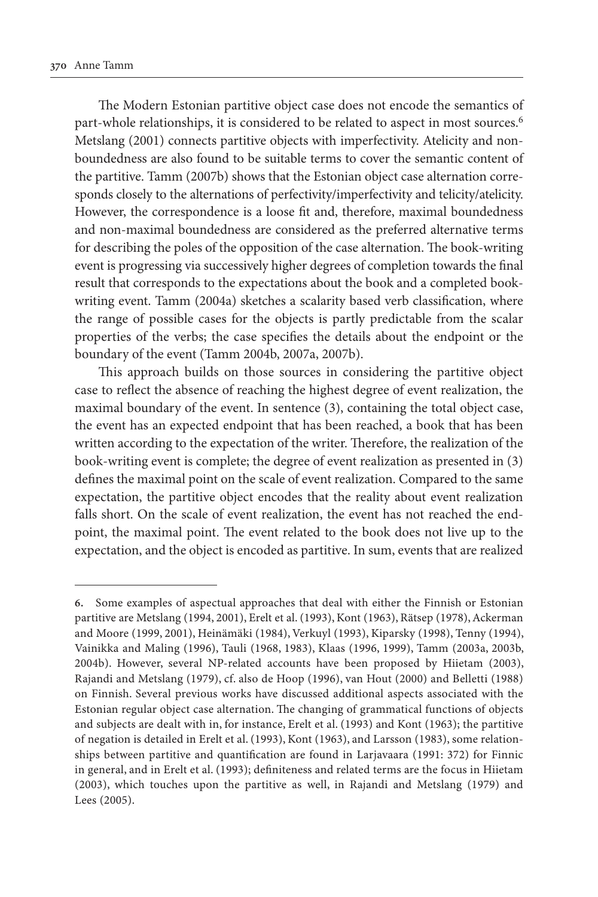The Modern Estonian partitive object case does not encode the semantics of part-whole relationships, it is considered to be related to aspect in most sources.[6] Metslang (2001) connects partitive objects with imperfectivity. Atelicity and non-boundedness are also found to be suitable terms to cover the semantic content of the partitive. Tamm (2007b) shows that the Estonian object case alternation corresponds closely to the alternations of perfectivity/imperfectivity and telicity/atelicity. However, the correspondence is a loose fit and, therefore, maximal boundedness and non-maximal boundedness are considered as the preferred alternative terms for describing the poles of the opposition of the case alternation. The book-writing event is progressing via successively higher degrees of completion towards the final result that corresponds to the expectations about the book and a completed book-writing event. Tamm (2004a) sketches a scalarity based verb classification, where the range of possible cases for the objects is partly predictable from the scalar properties of the verbs; the case specifies the details about the endpoint or the boundary of the event (Tamm 2004b, 2007a, 2007b).

This approach builds on those sources in considering the partitive object case to reflect the absence of reaching the highest degree of event realization, the maximal boundary of the event. In sentence (3), containing the total object case, the event has an expected endpoint that has been reached, a book that has been written according to the expectation of the writer. Therefore, the realization of the book-writing event is complete; the degree of event realization as presented in (3) defines the maximal point on the scale of event realization. Compared to the same expectation, the partitive object encodes that the reality about event realization falls short. On the scale of event realization, the event has not reached the endpoint, the maximal point. The event related to the book does not live up to the expectation, and the object is encoded as partitive. In sum, events that are realized

---

6. Some examples of aspectual approaches that deal with either the Finnish or Estonian partitive are Metslang (1994, 2001), Erelt et al. (1993), Kont (1963), Rätsep (1978), Ackerman and Moore (1999, 2001), Heinämäki (1984), Verkuyl (1993), Kiparsky (1998), Tenny (1994), Vainikka and Maling (1996), Tauli (1968, 1983), Klaas (1996, 1999), Tamm (2003a, 2003b, 2004b). However, several NP-related accounts have been proposed by Hiietam (2003), Rajandi and Metslang (1979), cf. also de Hoop (1996), van Hout (2000) and Belletti (1988) on Finnish. Several previous works have discussed additional aspects associated with the Estonian regular object case alternation. The changing of grammatical functions of objects and subjects are dealt with in, for instance, Erelt et al. (1993) and Kont (1963); the partitive of negation is detailed in Erelt et al. (1993), Kont (1963), and Larsson (1983), some relationships between partitive and quantification are found in Larjavaara (1991: 372) for Finnic in general, and in Erelt et al. (1993); definiteness and related terms are the focus in Hiietam (2003), which touches upon the partitive as well, in Rajandi and Metslang (1979) and Lees (2005).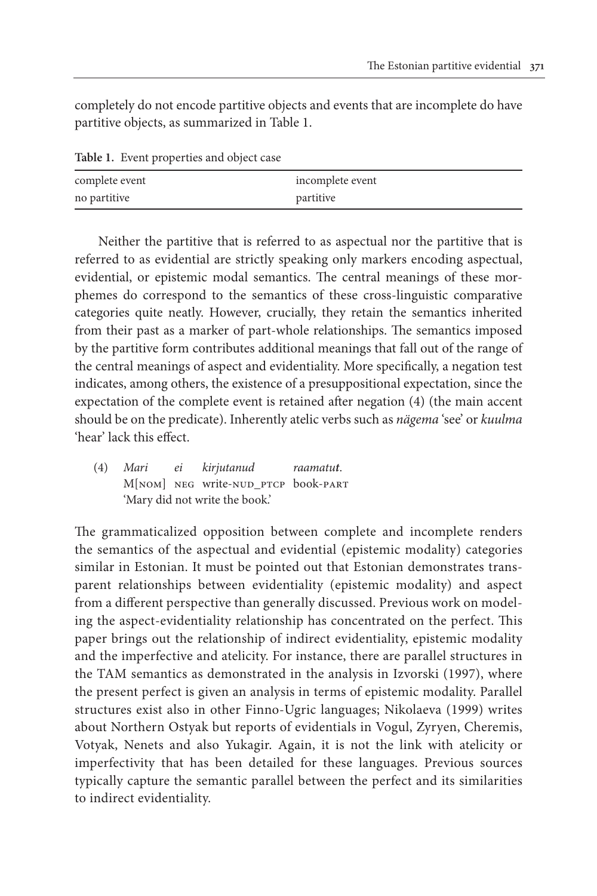completely do not encode partitive objects and events that are incomplete do have partitive objects, as summarized in Table 1.

**Table 1.** Event properties and object case

| complete event | incomplete event |
|---|---|
| no partitive | partitive |

Neither the partitive that is referred to as aspectual nor the partitive that is referred to as evidential are strictly speaking only markers encoding aspectual, evidential, or epistemic modal semantics. The central meanings of these morphemes do correspond to the semantics of these cross-linguistic comparative categories quite neatly. However, crucially, they retain the semantics inherited from their past as a marker of part-whole relationships. The semantics imposed by the partitive form contributes additional meanings that fall out of the range of the central meanings of aspect and evidentiality. More specifically, a negation test indicates, among others, the existence of a presuppositional expectation, since the expectation of the complete event is retained after negation (4) (the main accent should be on the predicate). Inherently atelic verbs such as *nägema* 'see' or *kuulma* 'hear' lack this effect.

(4) *Mari ei kirjutanud raamatut.*
M[NOM] NEG write-NUD_PTCP book-PART
'Mary did not write the book.'

The grammaticalized opposition between complete and incomplete renders the semantics of the aspectual and evidential (epistemic modality) categories similar in Estonian. It must be pointed out that Estonian demonstrates transparent relationships between evidentiality (epistemic modality) and aspect from a different perspective than generally discussed. Previous work on modeling the aspect-evidentiality relationship has concentrated on the perfect. This paper brings out the relationship of indirect evidentiality, epistemic modality and the imperfective and atelicity. For instance, there are parallel structures in the TAM semantics as demonstrated in the analysis in Izvorski (1997), where the present perfect is given an analysis in terms of epistemic modality. Parallel structures exist also in other Finno-Ugric languages; Nikolaeva (1999) writes about Northern Ostyak but reports of evidentials in Vogul, Zyryen, Cheremis, Votyak, Nenets and also Yukagir. Again, it is not the link with atelicity or imperfectivity that has been detailed for these languages. Previous sources typically capture the semantic parallel between the perfect and its similarities to indirect evidentiality.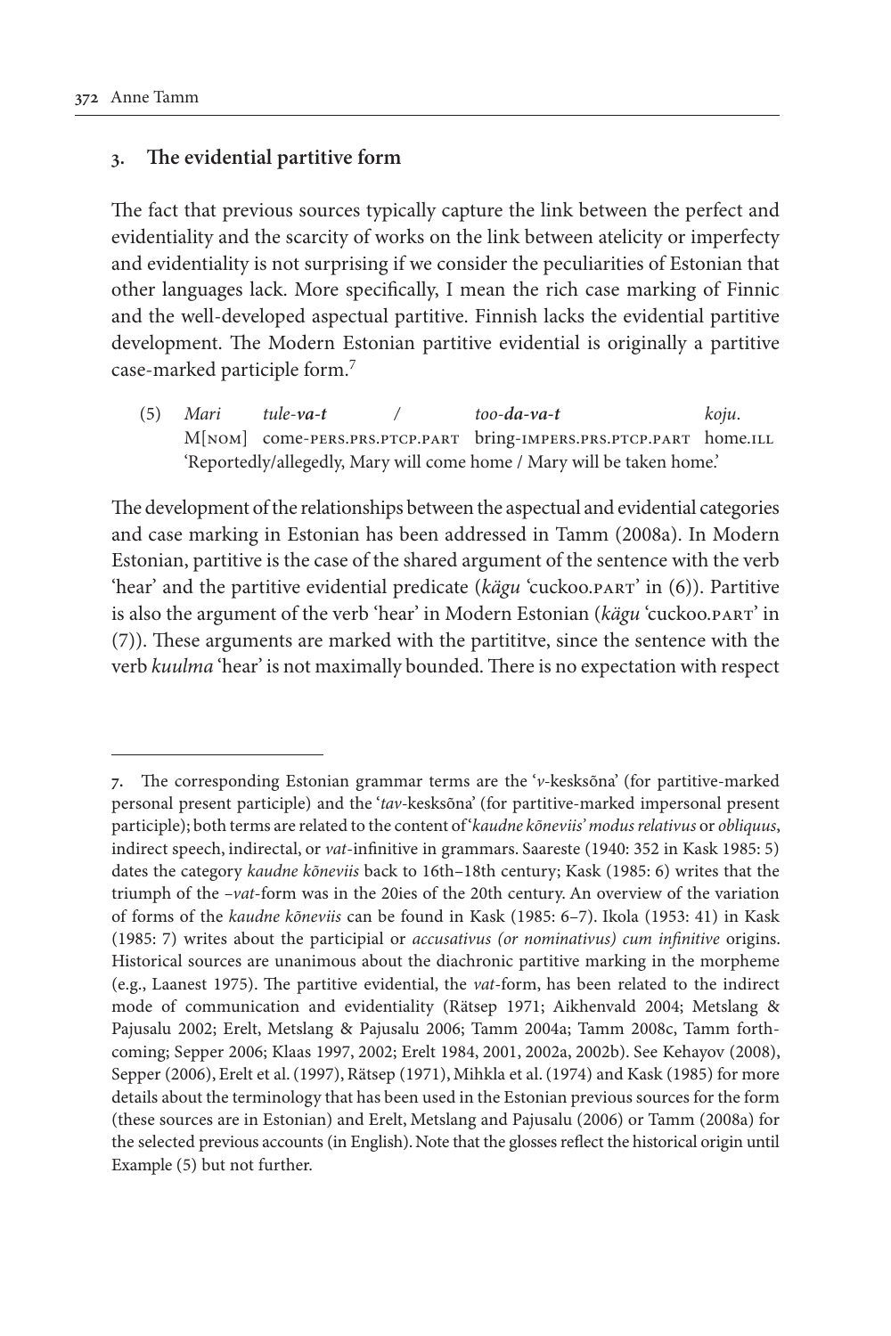## 3. The evidential partitive form

The fact that previous sources typically capture the link between the perfect and evidentiality and the scarcity of works on the link between atelicity or imperfecty and evidentiality is not surprising if we consider the peculiarities of Estonian that other languages lack. More specifically, I mean the rich case marking of Finnic and the well-developed aspectual partitive. Finnish lacks the evidential partitive development. The Modern Estonian partitive evidential is originally a partitive case-marked participle form.[7]

(5) *Mari* *tule-**va-t*** / *too-**da-va-t*** *koju*.
M[NOM] come-PERS.PRS.PTCP.PART bring-IMPERS.PRS.PTCP.PART home.ILL
'Reportedly/allegedly, Mary will come home / Mary will be taken home.'

The development of the relationships between the aspectual and evidential categories and case marking in Estonian has been addressed in Tamm (2008a). In Modern Estonian, partitive is the case of the shared argument of the sentence with the verb 'hear' and the partitive evidential predicate (*kägu* 'cuckoo.PART' in (6)). Partitive is also the argument of the verb 'hear' in Modern Estonian (*kägu* 'cuckoo.PART' in (7)). These arguments are marked with the partititve, since the sentence with the verb *kuulma* 'hear' is not maximally bounded. There is no expectation with respect

7. The corresponding Estonian grammar terms are the '*v*-kesksõna' (for partitive-marked personal present participle) and the '*tav*-kesksõna' (for partitive-marked impersonal present participle); both terms are related to the content of '*kaudne kõneviis' modus relativus* or *obliquus*, indirect speech, indirectal, or *vat*-infinitive in grammars. Saareste (1940: 352 in Kask 1985: 5) dates the category *kaudne kõneviis* back to 16th–18th century; Kask (1985: 6) writes that the triumph of the –*vat*-form was in the 20ies of the 20th century. An overview of the variation of forms of the *kaudne kõneviis* can be found in Kask (1985: 6–7). Ikola (1953: 41) in Kask (1985: 7) writes about the participial or *accusativus (or nominativus) cum infinitive* origins. Historical sources are unanimous about the diachronic partitive marking in the morpheme (e.g., Laanest 1975). The partitive evidential, the *vat*-form, has been related to the indirect mode of communication and evidentiality (Rätsep 1971; Aikhenvald 2004; Metslang & Pajusalu 2002; Erelt, Metslang & Pajusalu 2006; Tamm 2004a; Tamm 2008c, Tamm forthcoming; Sepper 2006; Klaas 1997, 2002; Erelt 1984, 2001, 2002a, 2002b). See Kehayov (2008), Sepper (2006), Erelt et al. (1997), Rätsep (1971), Mihkla et al. (1974) and Kask (1985) for more details about the terminology that has been used in the Estonian previous sources for the form (these sources are in Estonian) and Erelt, Metslang and Pajusalu (2006) or Tamm (2008a) for the selected previous accounts (in English). Note that the glosses reflect the historical origin until Example (5) but not further.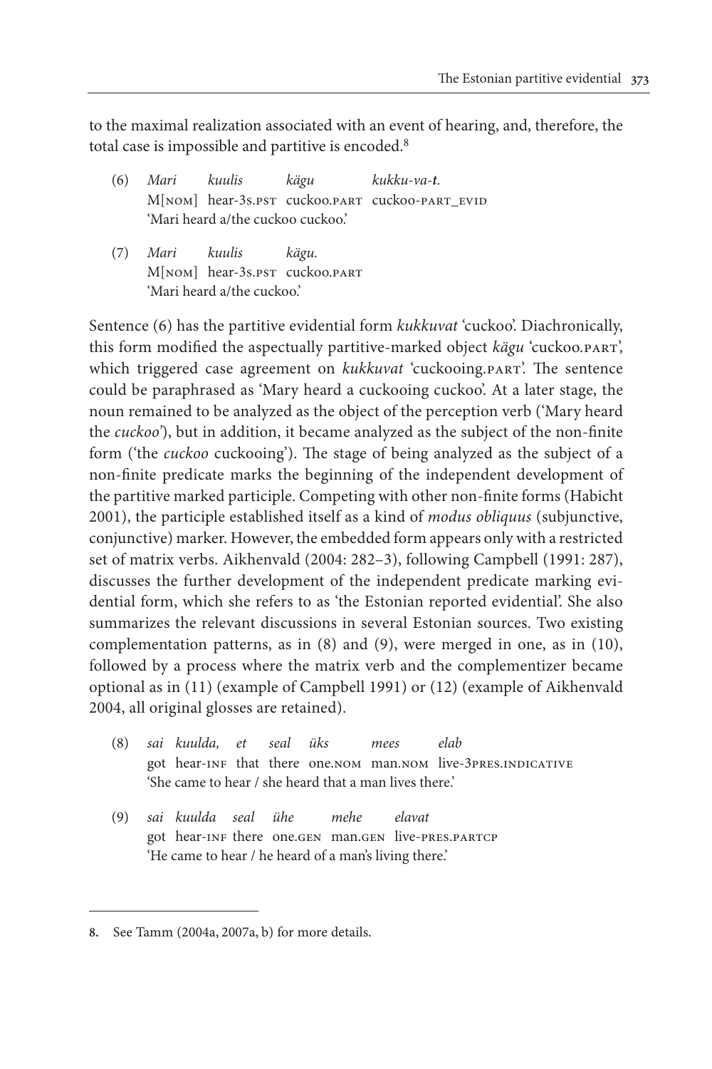to the maximal realization associated with an event of hearing, and, therefore, the total case is impossible and partitive is encoded.[8]

(6) *Mari* *kuulis* *kägu* *kukku-va-**t**.*
M[NOM] hear-3S.PST cuckoo.PART cuckoo-PART_EVID
'Mari heard a/the cuckoo cuckoo.'

(7) *Mari* *kuulis* *kägu.*
M[NOM] hear-3S.PST cuckoo.PART
'Mari heard a/the cuckoo.'

Sentence (6) has the partitive evidential form *kukkuvat* 'cuckoo'. Diachronically, this form modified the aspectually partitive-marked object *kägu* 'cuckoo.PART', which triggered case agreement on *kukkuvat* 'cuckooing.PART'. The sentence could be paraphrased as 'Mary heard a cuckooing cuckoo'. At a later stage, the noun remained to be analyzed as the object of the perception verb ('Mary heard the *cuckoo*'), but in addition, it became analyzed as the subject of the non-finite form ('the *cuckoo* cuckooing'). The stage of being analyzed as the subject of a non-finite predicate marks the beginning of the independent development of the partitive marked participle. Competing with other non-finite forms (Habicht 2001), the participle established itself as a kind of *modus obliquus* (subjunctive, conjunctive) marker. However, the embedded form appears only with a restricted set of matrix verbs. Aikhenvald (2004: 282–3), following Campbell (1991: 287), discusses the further development of the independent predicate marking evidential form, which she refers to as 'the Estonian reported evidential'. She also summarizes the relevant discussions in several Estonian sources. Two existing complementation patterns, as in (8) and (9), were merged in one, as in (10), followed by a process where the matrix verb and the complementizer became optional as in (11) (example of Campbell 1991) or (12) (example of Aikhenvald 2004, all original glosses are retained).

(8) *sai* *kuulda,* *et* *seal* *üks* *mees* *elab*
got hear-INF that there one.NOM man.NOM live-3PRES.INDICATIVE
'She came to hear / she heard that a man lives there.'

(9) *sai* *kuulda* *seal* *ühe* *mehe* *elavat*
got hear-INF there one.GEN man.GEN live-PRES.PARTCP
'He came to hear / he heard of a man's living there.'

---

8. See Tamm (2004a, 2007a, b) for more details.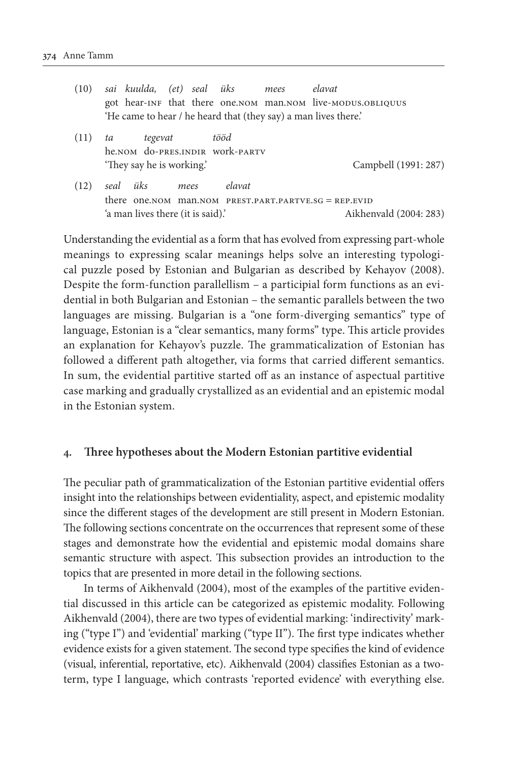(10) *sai kuulda, (et) seal üks mees elavat*
got hear-INF that there one.NOM man.NOM live-MODUS.OBLIQUUS
'He came to hear / he heard that (they say) a man lives there.'

(11) *ta tegevat tööd*
he.NOM do-PRES.INDIR work-PARTV
'They say he is working.' Campbell (1991: 287)

(12) *seal üks mees elavat*
there one.NOM man.NOM PREST.PART.PARTVE.SG = REP.EVID
'a man lives there (it is said).' Aikhenvald (2004: 283)

Understanding the evidential as a form that has evolved from expressing part-whole meanings to expressing scalar meanings helps solve an interesting typological puzzle posed by Estonian and Bulgarian as described by Kehayov (2008). Despite the form-function parallellism – a participial form functions as an evidential in both Bulgarian and Estonian – the semantic parallels between the two languages are missing. Bulgarian is a "one form-diverging semantics" type of language, Estonian is a "clear semantics, many forms" type. This article provides an explanation for Kehayov's puzzle. The grammaticalization of Estonian has followed a different path altogether, via forms that carried different semantics. In sum, the evidential partitive started off as an instance of aspectual partitive case marking and gradually crystallized as an evidential and an epistemic modal in the Estonian system.

## 4. Three hypotheses about the Modern Estonian partitive evidential

The peculiar path of grammaticalization of the Estonian partitive evidential offers insight into the relationships between evidentiality, aspect, and epistemic modality since the different stages of the development are still present in Modern Estonian. The following sections concentrate on the occurrences that represent some of these stages and demonstrate how the evidential and epistemic modal domains share semantic structure with aspect. This subsection provides an introduction to the topics that are presented in more detail in the following sections.

In terms of Aikhenvald (2004), most of the examples of the partitive evidential discussed in this article can be categorized as epistemic modality. Following Aikhenvald (2004), there are two types of evidential marking: 'indirectivity' marking ("type I") and 'evidential' marking ("type II"). The first type indicates whether evidence exists for a given statement. The second type specifies the kind of evidence (visual, inferential, reportative, etc). Aikhenvald (2004) classifies Estonian as a two-term, type I language, which contrasts 'reported evidence' with everything else.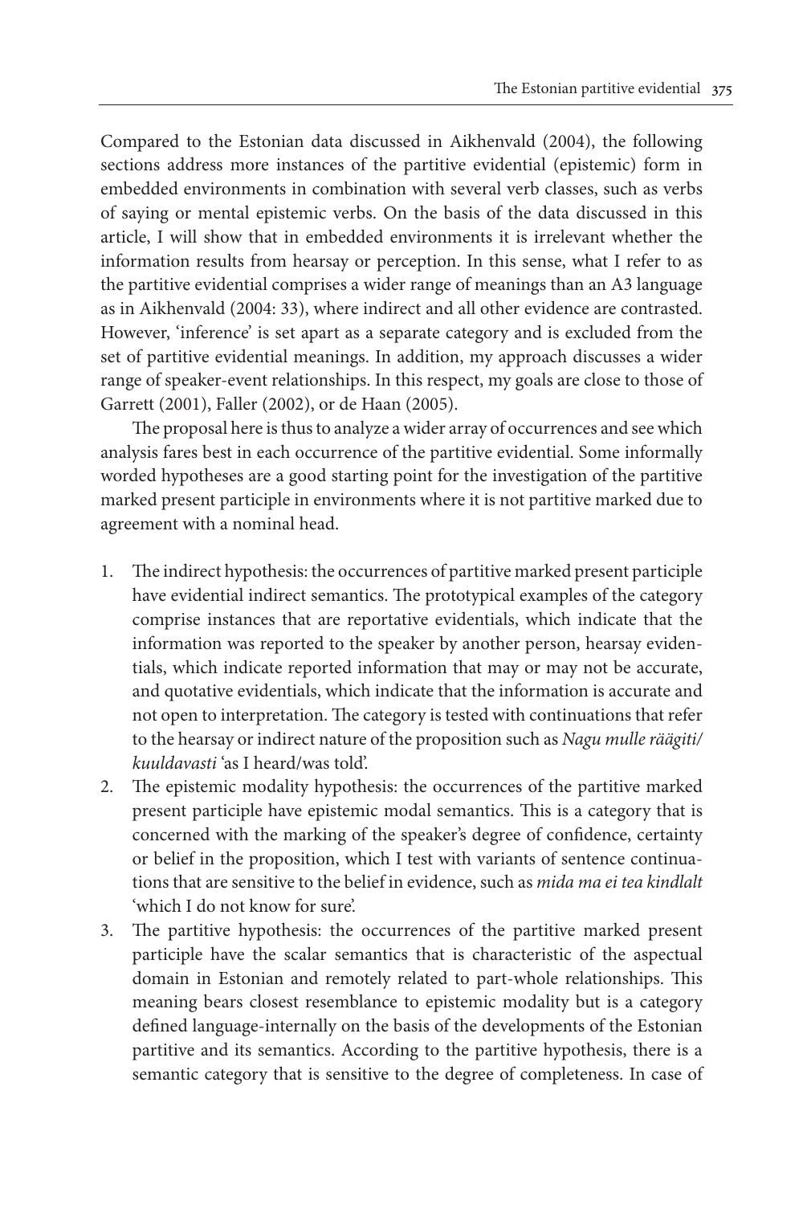Compared to the Estonian data discussed in Aikhenvald (2004), the following sections address more instances of the partitive evidential (epistemic) form in embedded environments in combination with several verb classes, such as verbs of saying or mental epistemic verbs. On the basis of the data discussed in this article, I will show that in embedded environments it is irrelevant whether the information results from hearsay or perception. In this sense, what I refer to as the partitive evidential comprises a wider range of meanings than an A3 language as in Aikhenvald (2004: 33), where indirect and all other evidence are contrasted. However, 'inference' is set apart as a separate category and is excluded from the set of partitive evidential meanings. In addition, my approach discusses a wider range of speaker-event relationships. In this respect, my goals are close to those of Garrett (2001), Faller (2002), or de Haan (2005).

The proposal here is thus to analyze a wider array of occurrences and see which analysis fares best in each occurrence of the partitive evidential. Some informally worded hypotheses are a good starting point for the investigation of the partitive marked present participle in environments where it is not partitive marked due to agreement with a nominal head.

1. The indirect hypothesis: the occurrences of partitive marked present participle have evidential indirect semantics. The prototypical examples of the category comprise instances that are reportative evidentials, which indicate that the information was reported to the speaker by another person, hearsay evidentials, which indicate reported information that may or may not be accurate, and quotative evidentials, which indicate that the information is accurate and not open to interpretation. The category is tested with continuations that refer to the hearsay or indirect nature of the proposition such as *Nagu mulle räägiti/ kuuldavasti* 'as I heard/was told'.
2. The epistemic modality hypothesis: the occurrences of the partitive marked present participle have epistemic modal semantics. This is a category that is concerned with the marking of the speaker's degree of confidence, certainty or belief in the proposition, which I test with variants of sentence continuations that are sensitive to the belief in evidence, such as *mida ma ei tea kindlalt* 'which I do not know for sure'.
3. The partitive hypothesis: the occurrences of the partitive marked present participle have the scalar semantics that is characteristic of the aspectual domain in Estonian and remotely related to part-whole relationships. This meaning bears closest resemblance to epistemic modality but is a category defined language-internally on the basis of the developments of the Estonian partitive and its semantics. According to the partitive hypothesis, there is a semantic category that is sensitive to the degree of completeness. In case of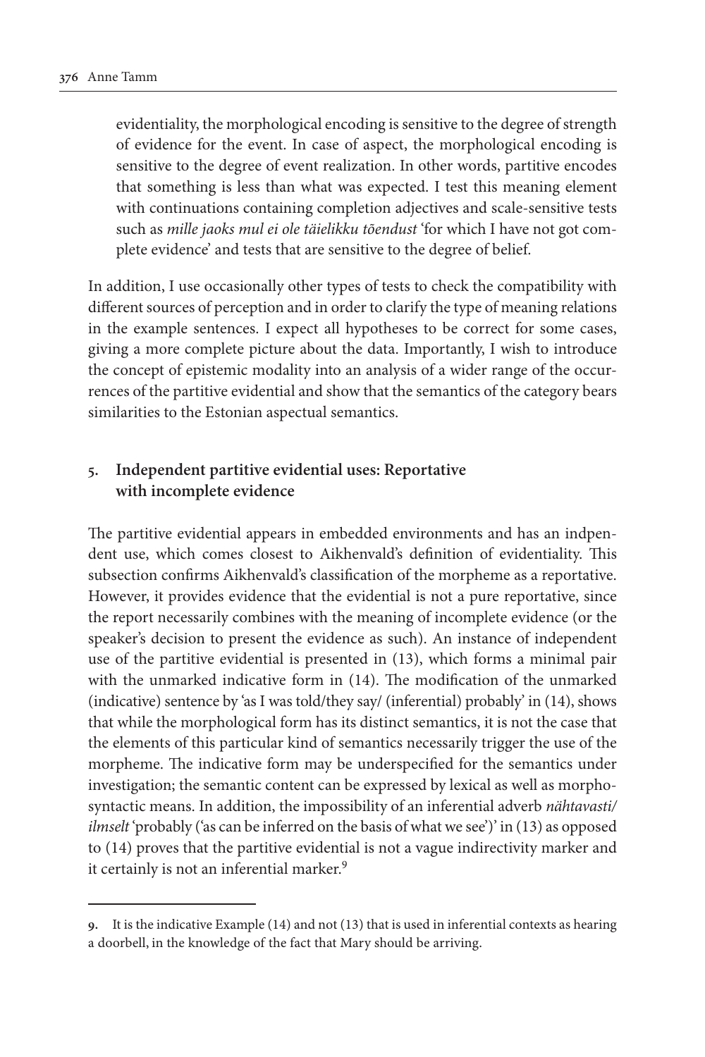evidentiality, the morphological encoding is sensitive to the degree of strength of evidence for the event. In case of aspect, the morphological encoding is sensitive to the degree of event realization. In other words, partitive encodes that something is less than what was expected. I test this meaning element with continuations containing completion adjectives and scale-sensitive tests such as *mille jaoks mul ei ole täielikku tõendust* 'for which I have not got complete evidence' and tests that are sensitive to the degree of belief.

In addition, I use occasionally other types of tests to check the compatibility with different sources of perception and in order to clarify the type of meaning relations in the example sentences. I expect all hypotheses to be correct for some cases, giving a more complete picture about the data. Importantly, I wish to introduce the concept of epistemic modality into an analysis of a wider range of the occurrences of the partitive evidential and show that the semantics of the category bears similarities to the Estonian aspectual semantics.

## 5. Independent partitive evidential uses: Reportative with incomplete evidence

The partitive evidential appears in embedded environments and has an indpendent use, which comes closest to Aikhenvald's definition of evidentiality. This subsection confirms Aikhenvald's classification of the morpheme as a reportative. However, it provides evidence that the evidential is not a pure reportative, since the report necessarily combines with the meaning of incomplete evidence (or the speaker's decision to present the evidence as such). An instance of independent use of the partitive evidential is presented in (13), which forms a minimal pair with the unmarked indicative form in (14). The modification of the unmarked (indicative) sentence by 'as I was told/they say/ (inferential) probably' in (14), shows that while the morphological form has its distinct semantics, it is not the case that the elements of this particular kind of semantics necessarily trigger the use of the morpheme. The indicative form may be underspecified for the semantics under investigation; the semantic content can be expressed by lexical as well as morphosyntactic means. In addition, the impossibility of an inferential adverb *nähtavasti/ilmselt* 'probably ('as can be inferred on the basis of what we see')' in (13) as opposed to (14) proves that the partitive evidential is not a vague indirectivity marker and it certainly is not an inferential marker.[9]

---

9. It is the indicative Example (14) and not (13) that is used in inferential contexts as hearing a doorbell, in the knowledge of the fact that Mary should be arriving.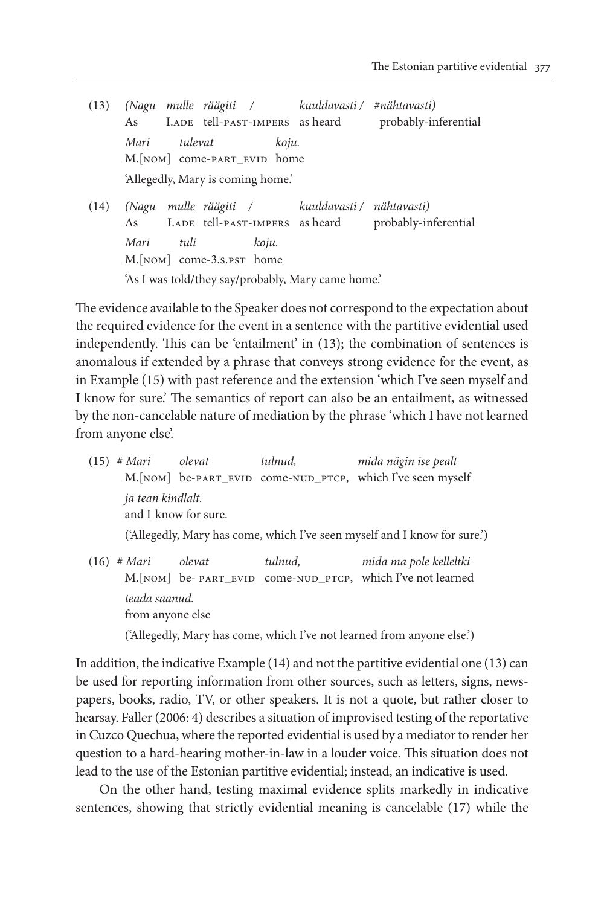(13) *(Nagu mulle räägiti / kuuldavasti / #nähtavasti)*
As I.ADE tell-PAST-IMPERS as heard probably-inferential
*Mari tulevat koju.*
M.[NOM] come-PART_EVID home
'Allegedly, Mary is coming home.'

(14) *(Nagu mulle räägiti / kuuldavasti / nähtavasti)*
As I.ADE tell-PAST-IMPERS as heard probably-inferential
*Mari tuli koju.*
M.[NOM] come-3.S.PST home
'As I was told/they say/probably, Mary came home.'

The evidence available to the Speaker does not correspond to the expectation about the required evidence for the event in a sentence with the partitive evidential used independently. This can be 'entailment' in (13); the combination of sentences is anomalous if extended by a phrase that conveys strong evidence for the event, as in Example (15) with past reference and the extension 'which I've seen myself and I know for sure.' The semantics of report can also be an entailment, as witnessed by the non-cancelable nature of mediation by the phrase 'which I have not learned from anyone else'.

(15) # *Mari olevat tulnud, mida nägin ise pealt*
M.[NOM] be-PART_EVID come-NUD_PTCP, which I've seen myself
*ja tean kindlalt.*
and I know for sure.
('Allegedly, Mary has come, which I've seen myself and I know for sure.')

(16) # *Mari olevat tulnud, mida ma pole kelleltki*
M.[NOM] be- PART_EVID come-NUD_PTCP, which I've not learned
*teada saanud.*
from anyone else
('Allegedly, Mary has come, which I've not learned from anyone else.')

In addition, the indicative Example (14) and not the partitive evidential one (13) can be used for reporting information from other sources, such as letters, signs, newspapers, books, radio, TV, or other speakers. It is not a quote, but rather closer to hearsay. Faller (2006: 4) describes a situation of improvised testing of the reportative in Cuzco Quechua, where the reported evidential is used by a mediator to render her question to a hard-hearing mother-in-law in a louder voice. This situation does not lead to the use of the Estonian partitive evidential; instead, an indicative is used.

On the other hand, testing maximal evidence splits markedly in indicative sentences, showing that strictly evidential meaning is cancelable (17) while the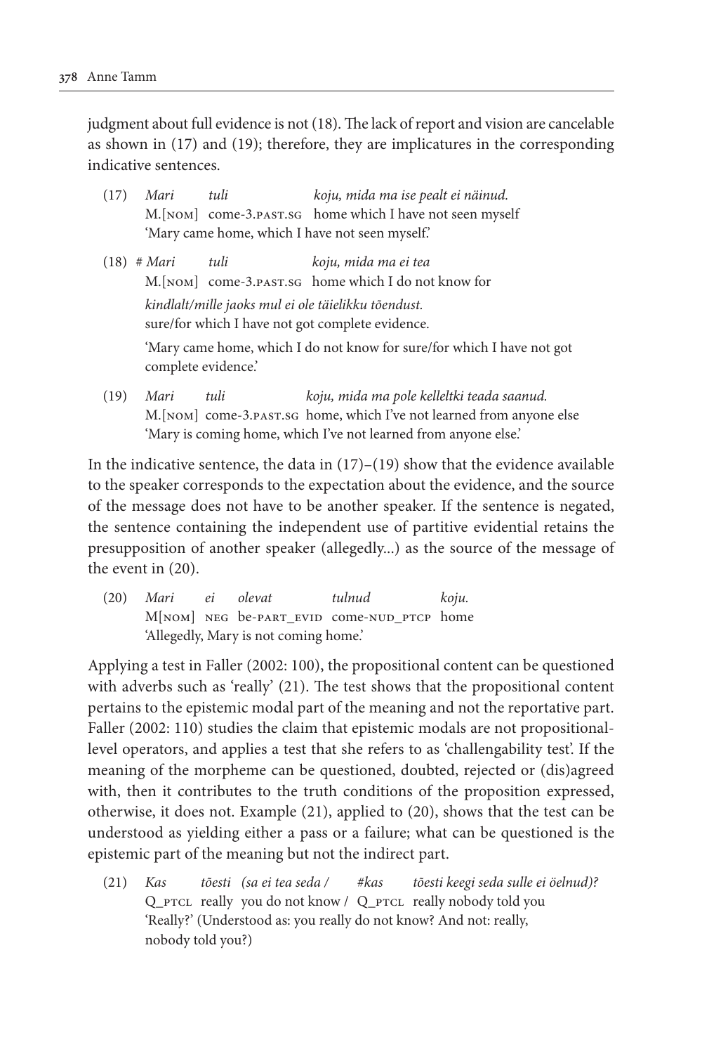judgment about full evidence is not (18). The lack of report and vision are cancelable as shown in (17) and (19); therefore, they are implicatures in the corresponding indicative sentences.

(17) *Mari tuli koju, mida ma ise pealt ei näinud.*
M.[NOM] come-3.PAST.SG home which I have not seen myself
'Mary came home, which I have not seen myself.'

(18) # *Mari tuli koju, mida ma ei tea*
M.[NOM] come-3.PAST.SG home which I do not know for
*kindlalt/mille jaoks mul ei ole täielikku tõendust.*
sure/for which I have not got complete evidence.
'Mary came home, which I do not know for sure/for which I have not got complete evidence.'

(19) *Mari tuli koju, mida ma pole kelleltki teada saanud.*
M.[NOM] come-3.PAST.SG home, which I've not learned from anyone else
'Mary is coming home, which I've not learned from anyone else.'

In the indicative sentence, the data in (17)–(19) show that the evidence available to the speaker corresponds to the expectation about the evidence, and the source of the message does not have to be another speaker. If the sentence is negated, the sentence containing the independent use of partitive evidential retains the presupposition of another speaker (allegedly...) as the source of the message of the event in (20).

(20) *Mari ei olevat tulnud koju.*
M[NOM] NEG be-PART_EVID come-NUD_PTCP home
'Allegedly, Mary is not coming home.'

Applying a test in Faller (2002: 100), the propositional content can be questioned with adverbs such as 'really' (21). The test shows that the propositional content pertains to the epistemic modal part of the meaning and not the reportative part. Faller (2002: 110) studies the claim that epistemic modals are not propositional-level operators, and applies a test that she refers to as 'challengability test'. If the meaning of the morpheme can be questioned, doubted, rejected or (dis)agreed with, then it contributes to the truth conditions of the proposition expressed, otherwise, it does not. Example (21), applied to (20), shows that the test can be understood as yielding either a pass or a failure; what can be questioned is the epistemic part of the meaning but not the indirect part.

(21) *Kas tõesti (sa ei tea seda / #kas tõesti keegi seda sulle ei öelnud)?*
Q_PTCL really you do not know / Q_PTCL really nobody told you
'Really?' (Understood as: you really do not know? And not: really, nobody told you?)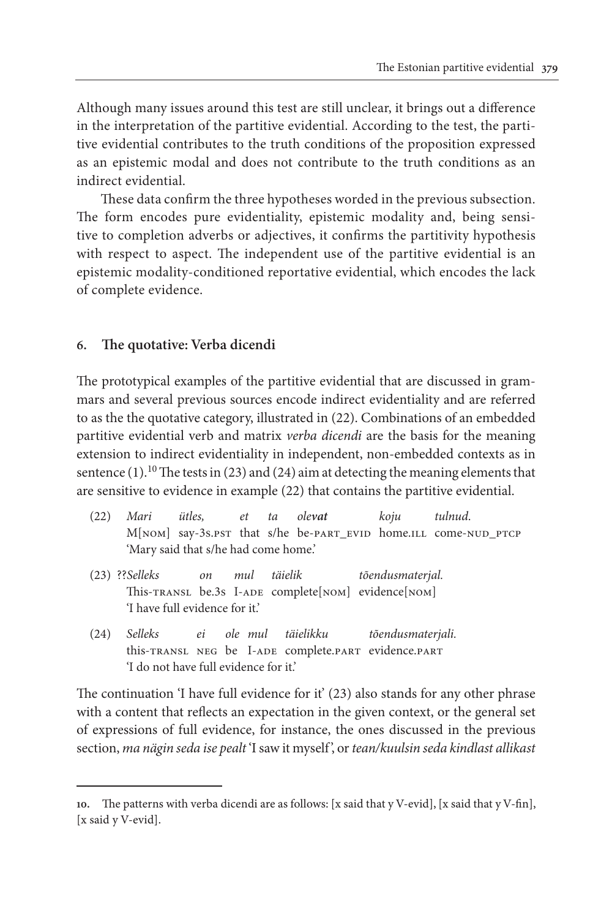Although many issues around this test are still unclear, it brings out a difference in the interpretation of the partitive evidential. According to the test, the partitive evidential contributes to the truth conditions of the proposition expressed as an epistemic modal and does not contribute to the truth conditions as an indirect evidential.

These data confirm the three hypotheses worded in the previous subsection. The form encodes pure evidentiality, epistemic modality and, being sensitive to completion adverbs or adjectives, it confirms the partitivity hypothesis with respect to aspect. The independent use of the partitive evidential is an epistemic modality-conditioned reportative evidential, which encodes the lack of complete evidence.

## 6. The quotative: Verba dicendi

The prototypical examples of the partitive evidential that are discussed in grammars and several previous sources encode indirect evidentiality and are referred to as the the quotative category, illustrated in (22). Combinations of an embedded partitive evidential verb and matrix *verba dicendi* are the basis for the meaning extension to indirect evidentiality in independent, non-embedded contexts as in sentence (1).[10] The tests in (23) and (24) aim at detecting the meaning elements that are sensitive to evidence in example (22) that contains the partitive evidential.

(22) *Mari ütles, et ta ole**vat** koju tulnud.*
M[NOM] say-3S.PST that s/he be-PART_EVID home.ILL come-NUD_PTCP
'Mary said that s/he had come home.'

(23) ??*Selleks on mul täielik tõendusmaterjal.*
This-TRANSL be.3s I-ADE complete[NOM] evidence[NOM]
'I have full evidence for it.'

(24) *Selleks ei ole mul täielikku tõendusmaterjali.*
this-TRANSL NEG be I-ADE complete.PART evidence.PART
'I do not have full evidence for it.'

The continuation 'I have full evidence for it' (23) also stands for any other phrase with a content that reflects an expectation in the given context, or the general set of expressions of full evidence, for instance, the ones discussed in the previous section, *ma nägin seda ise pealt* 'I saw it myself', or *tean/kuulsin seda kindlast allikast*

---

10. The patterns with verba dicendi are as follows: [x said that y V-evid], [x said that y V-fin], [x said y V-evid].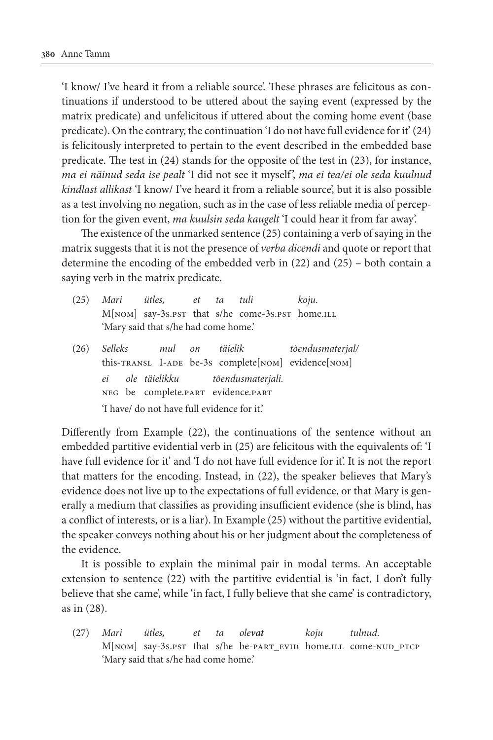'I know/ I've heard it from a reliable source'. These phrases are felicitous as continuations if understood to be uttered about the saying event (expressed by the matrix predicate) and unfelicitous if uttered about the coming home event (base predicate). On the contrary, the continuation 'I do not have full evidence for it' (24) is felicitously interpreted to pertain to the event described in the embedded base predicate. The test in (24) stands for the opposite of the test in (23), for instance, *ma ei näinud seda ise pealt* 'I did not see it myself', *ma ei tea/ei ole seda kuulnud kindlast allikast* 'I know/ I've heard it from a reliable source', but it is also possible as a test involving no negation, such as in the case of less reliable media of perception for the given event, *ma kuulsin seda kaugelt* 'I could hear it from far away'.

The existence of the unmarked sentence (25) containing a verb of saying in the matrix suggests that it is not the presence of *verba dicendi* and quote or report that determine the encoding of the embedded verb in (22) and (25) – both contain a saying verb in the matrix predicate.

(25) *Mari ütles, et ta tuli koju.*
M[NOM] say-3S.PST that s/he come-3S.PST home.ILL
'Mary said that s/he had come home.'

(26) *Selleks mul on täielik tõendusmaterjal/*
this-TRANSL I-ADE be-3S complete[NOM] evidence[NOM]
*ei ole täielikku tõendusmaterjali.*
NEG be complete.PART evidence.PART
'I have/ do not have full evidence for it.'

Differently from Example (22), the continuations of the sentence without an embedded partitive evidential verb in (25) are felicitous with the equivalents of: 'I have full evidence for it' and 'I do not have full evidence for it'. It is not the report that matters for the encoding. Instead, in (22), the speaker believes that Mary's evidence does not live up to the expectations of full evidence, or that Mary is generally a medium that classifies as providing insufficient evidence (she is blind, has a conflict of interests, or is a liar). In Example (25) without the partitive evidential, the speaker conveys nothing about his or her judgment about the completeness of the evidence.

It is possible to explain the minimal pair in modal terms. An acceptable extension to sentence (22) with the partitive evidential is 'in fact, I don't fully believe that she came', while 'in fact, I fully believe that she came' is contradictory, as in (28).

(27) *Mari ütles, et ta ole**vat** koju tulnud.*
M[NOM] say-3S.PST that s/he be-PART_EVID home.ILL come-NUD_PTCP
'Mary said that s/he had come home.'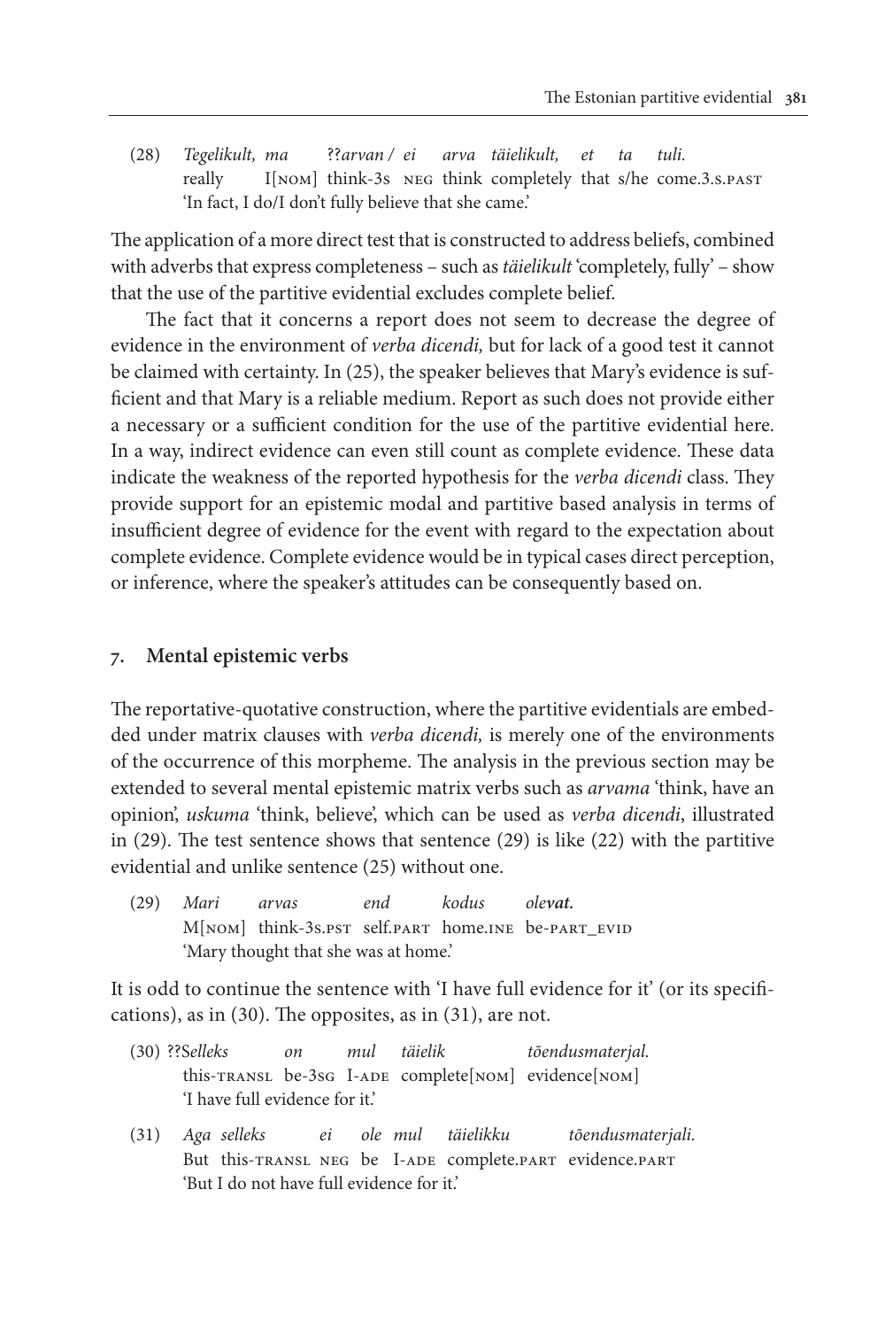(28) *Tegelikult, ma ??arvan / ei arva täielikult, et ta tuli.*
really I[NOM] think-3s NEG think completely that s/he come.3.S.PAST
'In fact, I do/I don't fully believe that she came.'

The application of a more direct test that is constructed to address beliefs, combined with adverbs that express completeness – such as *täielikult* 'completely, fully' – show that the use of the partitive evidential excludes complete belief.

The fact that it concerns a report does not seem to decrease the degree of evidence in the environment of *verba dicendi,* but for lack of a good test it cannot be claimed with certainty. In (25), the speaker believes that Mary's evidence is sufficient and that Mary is a reliable medium. Report as such does not provide either a necessary or a sufficient condition for the use of the partitive evidential here. In a way, indirect evidence can even still count as complete evidence. These data indicate the weakness of the reported hypothesis for the *verba dicendi* class. They provide support for an epistemic modal and partitive based analysis in terms of insufficient degree of evidence for the event with regard to the expectation about complete evidence. Complete evidence would be in typical cases direct perception, or inference, where the speaker's attitudes can be consequently based on.

## 7. Mental epistemic verbs

The reportative-quotative construction, where the partitive evidentials are embedded under matrix clauses with *verba dicendi,* is merely one of the environments of the occurrence of this morpheme. The analysis in the previous section may be extended to several mental epistemic matrix verbs such as *arvama* 'think, have an opinion', *uskuma* 'think, believe', which can be used as *verba dicendi*, illustrated in (29). The test sentence shows that sentence (29) is like (22) with the partitive evidential and unlike sentence (25) without one.

(29) *Mari arvas end kodus ole**vat.***
M[NOM] think-3S.PST self.PART home.INE be-PART_EVID
'Mary thought that she was at home.'

It is odd to continue the sentence with 'I have full evidence for it' (or its specifications), as in (30). The opposites, as in (31), are not.

(30) ??*Selleks on mul täielik tõendusmaterjal.*
this-TRANSL be-3SG I-ADE complete[NOM] evidence[NOM]
'I have full evidence for it.'

(31) *Aga selleks ei ole mul täielikku tõendusmaterjali.*
But this-TRANSL NEG be I-ADE complete.PART evidence.PART
'But I do not have full evidence for it.'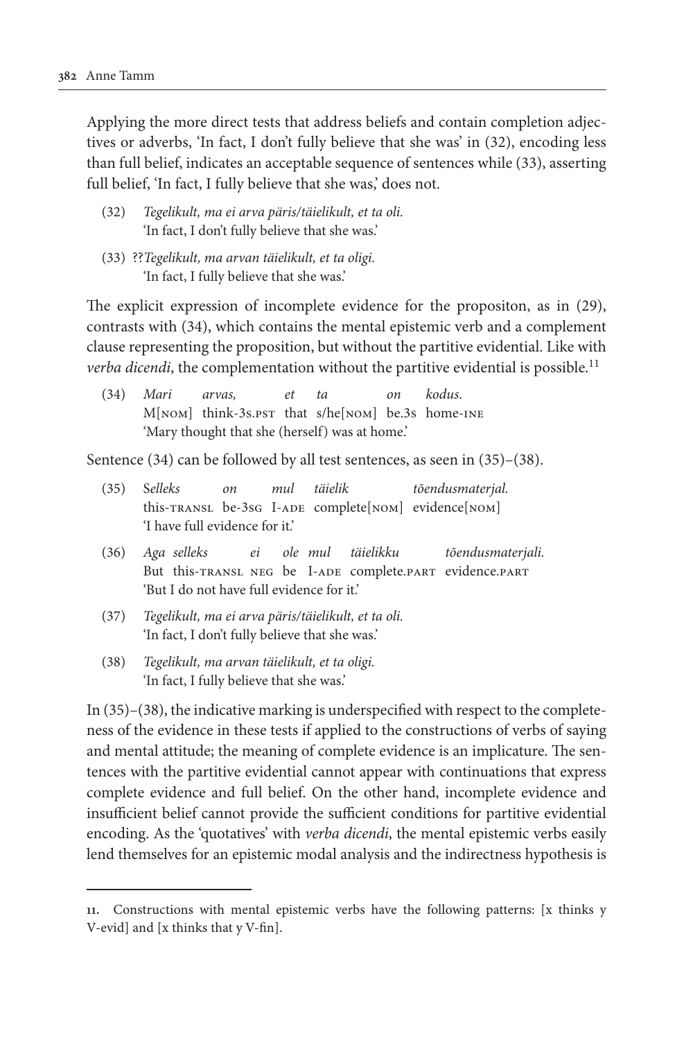Applying the more direct tests that address beliefs and contain completion adjectives or adverbs, 'In fact, I don't fully believe that she was' in (32), encoding less than full belief, indicates an acceptable sequence of sentences while (33), asserting full belief, 'In fact, I fully believe that she was,' does not.

(32) *Tegelikult, ma ei arva päris/täielikult, et ta oli.*
'In fact, I don't fully believe that she was.'

(33) ??*Tegelikult, ma arvan täielikult, et ta oligi.*
'In fact, I fully believe that she was.'

The explicit expression of incomplete evidence for the propositon, as in (29), contrasts with (34), which contains the mental epistemic verb and a complement clause representing the proposition, but without the partitive evidential. Like with *verba dicendi*, the complementation without the partitive evidential is possible.[11]

(34) *Mari arvas, et ta on kodus.*
M[NOM] think-3S.PST that s/he[NOM] be.3S home-INE
'Mary thought that she (herself) was at home.'

Sentence (34) can be followed by all test sentences, as seen in (35)–(38).

(35) *Selleks on mul täielik tõendusmaterjal.*
this-TRANSL be-3SG I-ADE complete[NOM] evidence[NOM]
'I have full evidence for it.'

(36) *Aga selleks ei ole mul täielikku tõendusmaterjali.*
But this-TRANSL NEG be I-ADE complete.PART evidence.PART
'But I do not have full evidence for it.'

(37) *Tegelikult, ma ei arva päris/täielikult, et ta oli.*
'In fact, I don't fully believe that she was.'

(38) *Tegelikult, ma arvan täielikult, et ta oligi.*
'In fact, I fully believe that she was.'

In (35)–(38), the indicative marking is underspecified with respect to the completeness of the evidence in these tests if applied to the constructions of verbs of saying and mental attitude; the meaning of complete evidence is an implicature. The sentences with the partitive evidential cannot appear with continuations that express complete evidence and full belief. On the other hand, incomplete evidence and insufficient belief cannot provide the sufficient conditions for partitive evidential encoding. As the 'quotatives' with *verba dicendi*, the mental epistemic verbs easily lend themselves for an epistemic modal analysis and the indirectness hypothesis is

---

11. Constructions with mental epistemic verbs have the following patterns: [x thinks y V-evid] and [x thinks that y V-fin].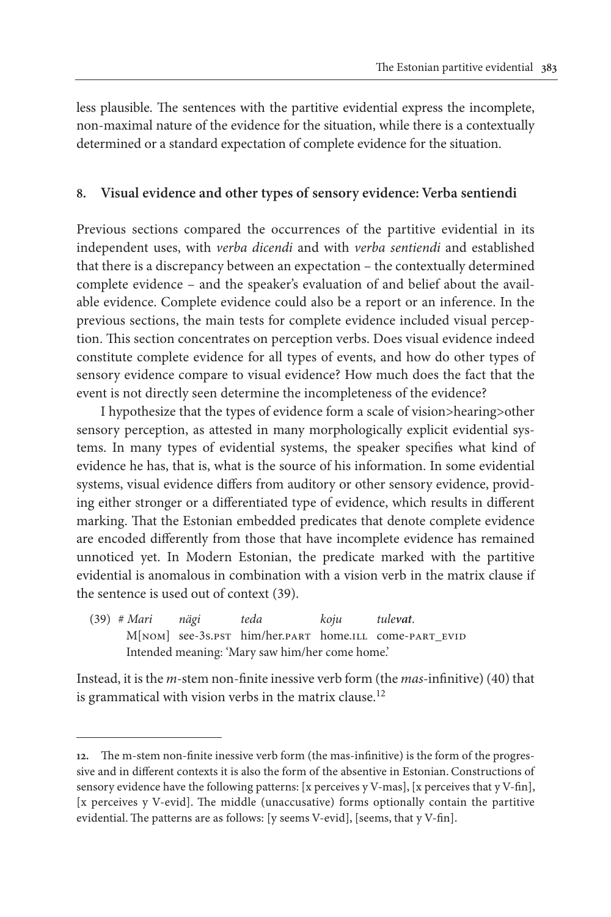less plausible. The sentences with the partitive evidential express the incomplete, non-maximal nature of the evidence for the situation, while there is a contextually determined or a standard expectation of complete evidence for the situation.

## 8. Visual evidence and other types of sensory evidence: Verba sentiendi

Previous sections compared the occurrences of the partitive evidential in its independent uses, with *verba dicendi* and with *verba sentiendi* and established that there is a discrepancy between an expectation – the contextually determined complete evidence – and the speaker's evaluation of and belief about the available evidence. Complete evidence could also be a report or an inference. In the previous sections, the main tests for complete evidence included visual perception. This section concentrates on perception verbs. Does visual evidence indeed constitute complete evidence for all types of events, and how do other types of sensory evidence compare to visual evidence? How much does the fact that the event is not directly seen determine the incompleteness of the evidence?

I hypothesize that the types of evidence form a scale of vision>hearing>other sensory perception, as attested in many morphologically explicit evidential systems. In many types of evidential systems, the speaker specifies what kind of evidence he has, that is, what is the source of his information. In some evidential systems, visual evidence differs from auditory or other sensory evidence, providing either stronger or a differentiated type of evidence, which results in different marking. That the Estonian embedded predicates that denote complete evidence are encoded differently from those that have incomplete evidence has remained unnoticed yet. In Modern Estonian, the predicate marked with the partitive evidential is anomalous in combination with a vision verb in the matrix clause if the sentence is used out of context (39).

(39) # *Mari* *nägi* *teda* *koju* *tule**vat***.
M[NOM] see-3S.PST him/her.PART home.ILL come-PART_EVID
Intended meaning: 'Mary saw him/her come home.'

Instead, it is the *m*-stem non-finite inessive verb form (the *mas*-infinitive) (40) that is grammatical with vision verbs in the matrix clause.[12]

---

**12.** The m-stem non-finite inessive verb form (the mas-infinitive) is the form of the progressive and in different contexts it is also the form of the absentive in Estonian. Constructions of sensory evidence have the following patterns: [x perceives y V-mas], [x perceives that y V-fin], [x perceives y V-evid]. The middle (unaccusative) forms optionally contain the partitive evidential. The patterns are as follows: [y seems V-evid], [seems, that y V-fin].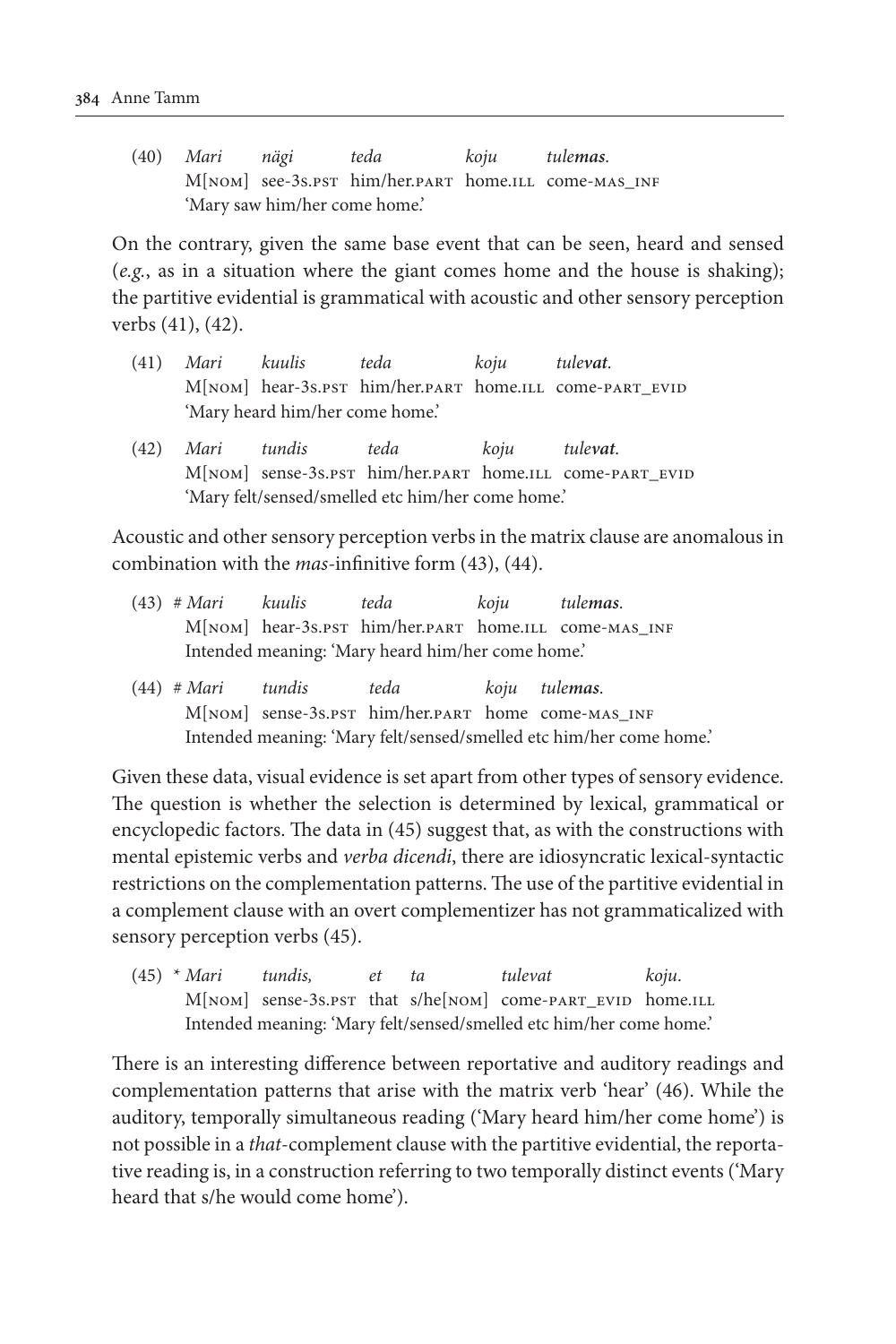(40) *Mari nägi teda koju tule**mas**.*
M[NOM] see-3S.PST him/her.PART home.ILL come-MAS_INF
'Mary saw him/her come home.'

On the contrary, given the same base event that can be seen, heard and sensed (*e.g.*, as in a situation where the giant comes home and the house is shaking); the partitive evidential is grammatical with acoustic and other sensory perception verbs (41), (42).

(41) *Mari kuulis teda koju tule**vat**.*
M[NOM] hear-3S.PST him/her.PART home.ILL come-PART_EVID
'Mary heard him/her come home.'

(42) *Mari tundis teda koju tule**vat**.*
M[NOM] sense-3S.PST him/her.PART home.ILL come-PART_EVID
'Mary felt/sensed/smelled etc him/her come home.'

Acoustic and other sensory perception verbs in the matrix clause are anomalous in combination with the *mas*-infinitive form (43), (44).

(43) # *Mari kuulis teda koju tule**mas**.*
M[NOM] hear-3S.PST him/her.PART home.ILL come-MAS_INF
Intended meaning: 'Mary heard him/her come home.'

(44) # *Mari tundis teda koju tule**mas**.*
M[NOM] sense-3S.PST him/her.PART home come-MAS_INF
Intended meaning: 'Mary felt/sensed/smelled etc him/her come home.'

Given these data, visual evidence is set apart from other types of sensory evidence. The question is whether the selection is determined by lexical, grammatical or encyclopedic factors. The data in (45) suggest that, as with the constructions with mental epistemic verbs and *verba dicendi*, there are idiosyncratic lexical-syntactic restrictions on the complementation patterns. The use of the partitive evidential in a complement clause with an overt complementizer has not grammaticalized with sensory perception verbs (45).

(45) * *Mari tundis, et ta tulevat koju.*
M[NOM] sense-3S.PST that s/he[NOM] come-PART_EVID home.ILL
Intended meaning: 'Mary felt/sensed/smelled etc him/her come home.'

There is an interesting difference between reportative and auditory readings and complementation patterns that arise with the matrix verb 'hear' (46). While the auditory, temporally simultaneous reading ('Mary heard him/her come home') is not possible in a *that*-complement clause with the partitive evidential, the reportative reading is, in a construction referring to two temporally distinct events ('Mary heard that s/he would come home').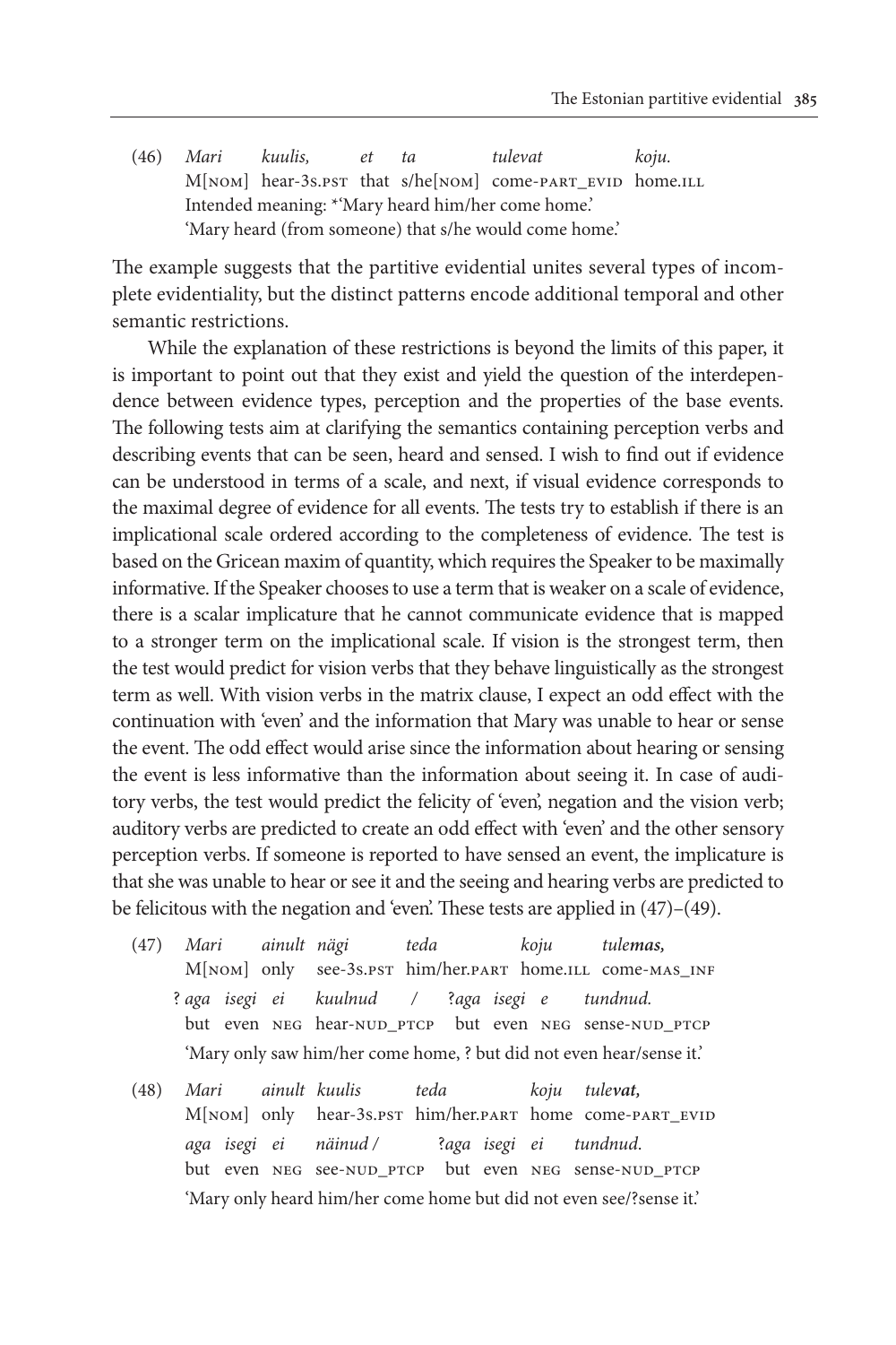(46) *Mari kuulis, et ta tulevat koju.*
M[NOM] hear-3S.PST that s/he[NOM] come-PART_EVID home.ILL
Intended meaning: *'Mary heard him/her come home.'
'Mary heard (from someone) that s/he would come home.'

The example suggests that the partitive evidential unites several types of incomplete evidentiality, but the distinct patterns encode additional temporal and other semantic restrictions.

While the explanation of these restrictions is beyond the limits of this paper, it is important to point out that they exist and yield the question of the interdependence between evidence types, perception and the properties of the base events. The following tests aim at clarifying the semantics containing perception verbs and describing events that can be seen, heard and sensed. I wish to find out if evidence can be understood in terms of a scale, and next, if visual evidence corresponds to the maximal degree of evidence for all events. The tests try to establish if there is an implicational scale ordered according to the completeness of evidence. The test is based on the Gricean maxim of quantity, which requires the Speaker to be maximally informative. If the Speaker chooses to use a term that is weaker on a scale of evidence, there is a scalar implicature that he cannot communicate evidence that is mapped to a stronger term on the implicational scale. If vision is the strongest term, then the test would predict for vision verbs that they behave linguistically as the strongest term as well. With vision verbs in the matrix clause, I expect an odd effect with the continuation with 'even' and the information that Mary was unable to hear or sense the event. The odd effect would arise since the information about hearing or sensing the event is less informative than the information about seeing it. In case of auditory verbs, the test would predict the felicity of 'even', negation and the vision verb; auditory verbs are predicted to create an odd effect with 'even' and the other sensory perception verbs. If someone is reported to have sensed an event, the implicature is that she was unable to hear or see it and the seeing and hearing verbs are predicted to be felicitous with the negation and 'even'. These tests are applied in (47)–(49).

(47) *Mari ainult nägi teda koju tule**mas**,*
M[NOM] only see-3S.PST him/her.PART home.ILL come-MAS_INF
? *aga isegi ei kuulnud / ?aga isegi e tundnud.*
but even NEG hear-NUD_PTCP but even NEG sense-NUD_PTCP
'Mary only saw him/her come home, ? but did not even hear/sense it.'

(48) *Mari ainult kuulis teda koju tule**vat**,*
M[NOM] only hear-3S.PST him/her.PART home come-PART_EVID
*aga isegi ei näinud / ?aga isegi ei tundnud.*
but even NEG see-NUD_PTCP but even NEG sense-NUD_PTCP
'Mary only heard him/her come home but did not even see/?sense it.'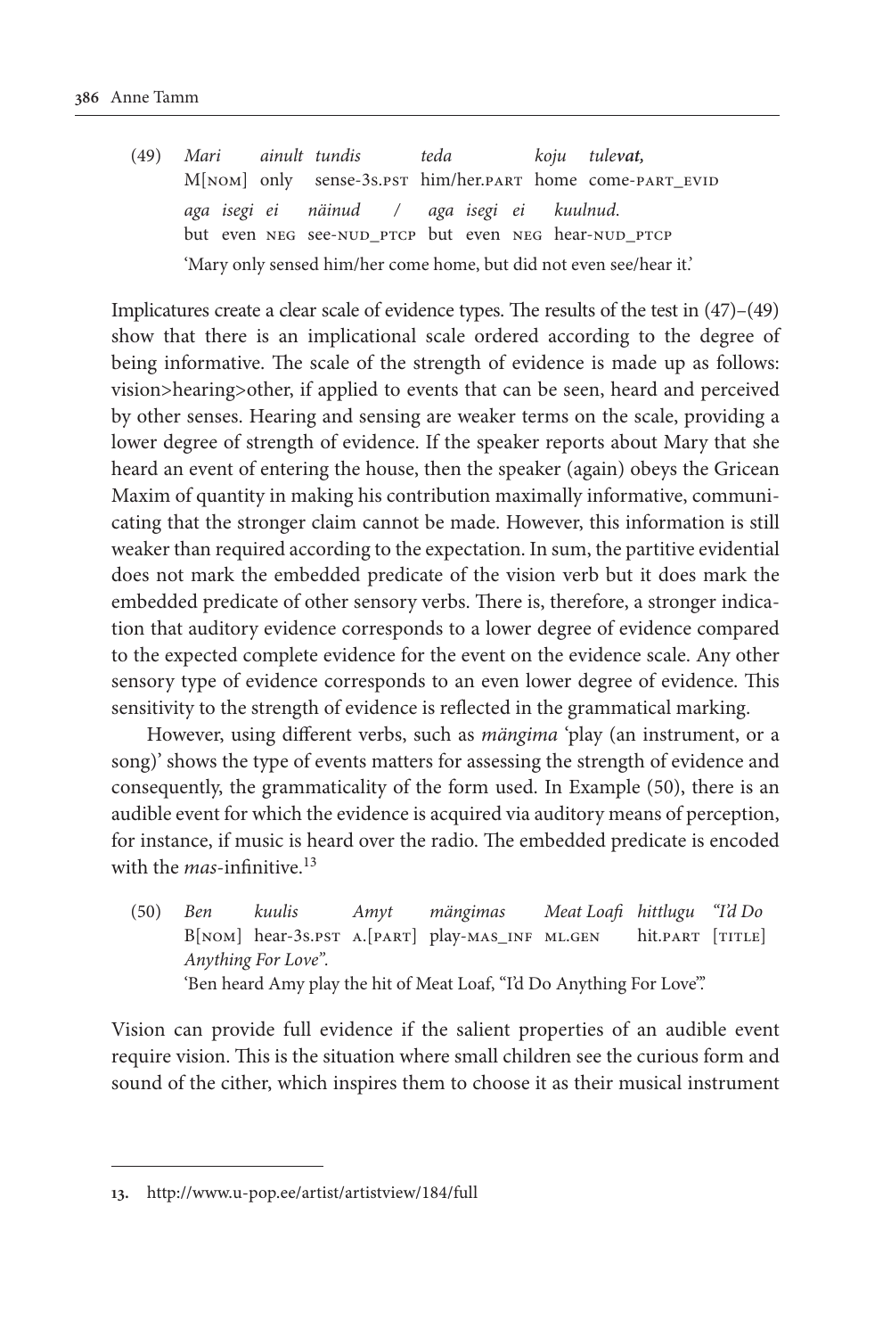(49) *Mari ainult tundis teda koju tule**vat**,*
M[NOM] only sense-3S.PST him/her.PART home come-PART_EVID
*aga isegi ei näinud / aga isegi ei kuulnud.*
but even NEG see-NUD_PTCP but even NEG hear-NUD_PTCP
'Mary only sensed him/her come home, but did not even see/hear it.'

Implicatures create a clear scale of evidence types. The results of the test in (47)–(49) show that there is an implicational scale ordered according to the degree of being informative. The scale of the strength of evidence is made up as follows: vision>hearing>other, if applied to events that can be seen, heard and perceived by other senses. Hearing and sensing are weaker terms on the scale, providing a lower degree of strength of evidence. If the speaker reports about Mary that she heard an event of entering the house, then the speaker (again) obeys the Gricean Maxim of quantity in making his contribution maximally informative, communicating that the stronger claim cannot be made. However, this information is still weaker than required according to the expectation. In sum, the partitive evidential does not mark the embedded predicate of the vision verb but it does mark the embedded predicate of other sensory verbs. There is, therefore, a stronger indication that auditory evidence corresponds to a lower degree of evidence compared to the expected complete evidence for the event on the evidence scale. Any other sensory type of evidence corresponds to an even lower degree of evidence. This sensitivity to the strength of evidence is reflected in the grammatical marking.

However, using different verbs, such as *mängima* 'play (an instrument, or a song)' shows the type of events matters for assessing the strength of evidence and consequently, the grammaticality of the form used. In Example (50), there is an audible event for which the evidence is acquired via auditory means of perception, for instance, if music is heard over the radio. The embedded predicate is encoded with the *mas*-infinitive.[13]

(50) *Ben kuulis Amyt mängimas Meat Loafi hittlugu "I'd Do Anything For Love".*
B[NOM] hear-3S.PST A.[PART] play-MAS_INF ML.GEN hit.PART [TITLE]
'Ben heard Amy play the hit of Meat Loaf, "I'd Do Anything For Love".'

Vision can provide full evidence if the salient properties of an audible event require vision. This is the situation where small children see the curious form and sound of the cither, which inspires them to choose it as their musical instrument

13. http://www.u-pop.ee/artist/artistview/184/full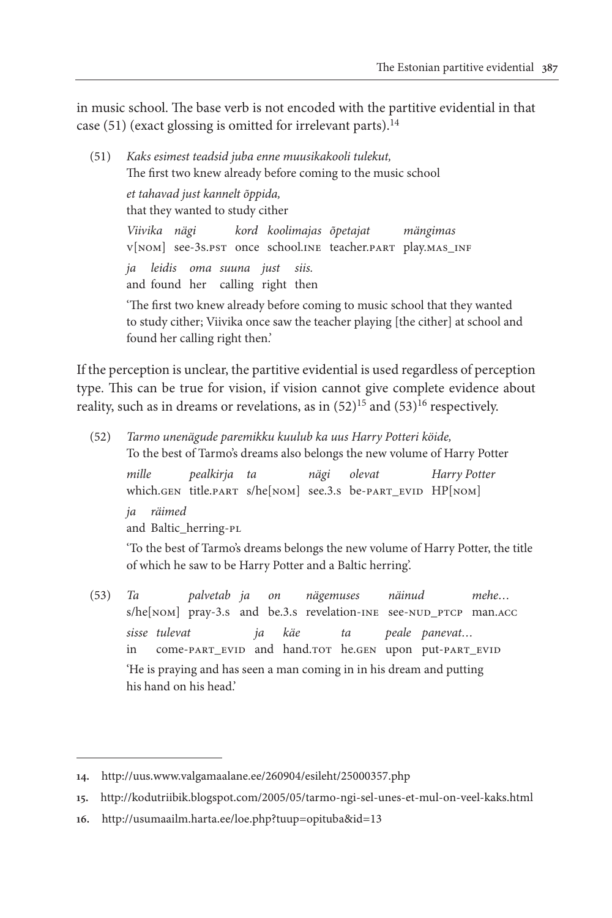in music school. The base verb is not encoded with the partitive evidential in that case (51) (exact glossing is omitted for irrelevant parts).[14]

(51) *Kaks esimest teadsid juba enne muusikakooli tulekut,*
The first two knew already before coming to the music school
*et tahavad just kannelt õppida,*
that they wanted to study cither
*Viivika nägi kord koolimajas õpetajat mängimas*
V[NOM] see-3S.PST once school.INE teacher.PART play.MAS_INF
*ja leidis oma suuna just siis.*
and found her calling right then
'The first two knew already before coming to music school that they wanted to study cither; Viivika once saw the teacher playing [the cither] at school and found her calling right then.'

If the perception is unclear, the partitive evidential is used regardless of perception type. This can be true for vision, if vision cannot give complete evidence about reality, such as in dreams or revelations, as in (52)[15] and (53)[16] respectively.

(52) *Tarmo unenägude paremikku kuulub ka uus Harry Potteri köide,*
To the best of Tarmo's dreams also belongs the new volume of Harry Potter
*mille pealkirja ta nägi olevat Harry Potter*
which.GEN title.PART s/he[NOM] see.3.S be-PART_EVID HP[NOM]
*ja räimed*
and Baltic_herring-PL
'To the best of Tarmo's dreams belongs the new volume of Harry Potter, the title of which he saw to be Harry Potter and a Baltic herring'.

(53) *Ta palvetab ja on nägemuses näinud mehe…*
s/he[NOM] pray-3.S and be.3.S revelation-INE see-NUD_PTCP man.ACC
*sisse tulevat ja käe ta peale panevat…*
in come-PART_EVID and hand.TOT he.GEN upon put-PART_EVID
'He is praying and has seen a man coming in in his dream and putting his hand on his head.'

---

14. http://uus.www.valgamaalane.ee/260904/esileht/25000357.php

15. http://kodutriibik.blogspot.com/2005/05/tarmo-ngi-sel-unes-et-mul-on-veel-kaks.html

16. http://usumaailm.harta.ee/loe.php?tuup=opituba&id=13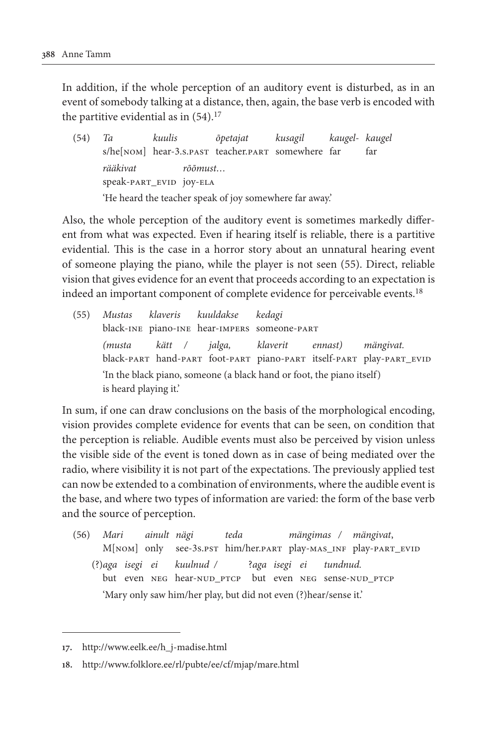In addition, if the whole perception of an auditory event is disturbed, as in an event of somebody talking at a distance, then, again, the base verb is encoded with the partitive evidential as in (54).[17]

(54) *Ta kuulis õpetajat kusagil kaugel- kaugel*
s/he[NOM] hear-3.S.PAST teacher.PART somewhere far far
*rääkivat rõõmust…*
speak-PART_EVID joy-ELA
'He heard the teacher speak of joy somewhere far away.'

Also, the whole perception of the auditory event is sometimes markedly different from what was expected. Even if hearing itself is reliable, there is a partitive evidential. This is the case in a horror story about an unnatural hearing event of someone playing the piano, while the player is not seen (55). Direct, reliable vision that gives evidence for an event that proceeds according to an expectation is indeed an important component of complete evidence for perceivable events.[18]

(55) *Mustas klaveris kuuldakse kedagi*
black-INE piano-INE hear-IMPERS someone-PART
*(musta kätt / jalga, klaverit ennast) mängivat.*
black-PART hand-PART foot-PART piano-PART itself-PART play-PART_EVID
'In the black piano, someone (a black hand or foot, the piano itself) is heard playing it.'

In sum, if one can draw conclusions on the basis of the morphological encoding, vision provides complete evidence for events that can be seen, on condition that the perception is reliable. Audible events must also be perceived by vision unless the visible side of the event is toned down as in case of being mediated over the radio, where visibility it is not part of the expectations. The previously applied test can now be extended to a combination of environments, where the audible event is the base, and where two types of information are varied: the form of the base verb and the source of perception.

(56) *Mari ainult nägi teda mängimas / mängivat,*
M[NOM] only see-3S.PST him/her.PART play-MAS_INF play-PART_EVID
(?)*aga isegi ei kuulnud /* ?*aga isegi ei tundnud.*
but even NEG hear-NUD_PTCP but even NEG sense-NUD_PTCP
'Mary only saw him/her play, but did not even (?)hear/sense it.'

17. http://www.eelk.ee/h_j-madise.html

18. http://www.folklore.ee/rl/pubte/ee/cf/mjap/mare.html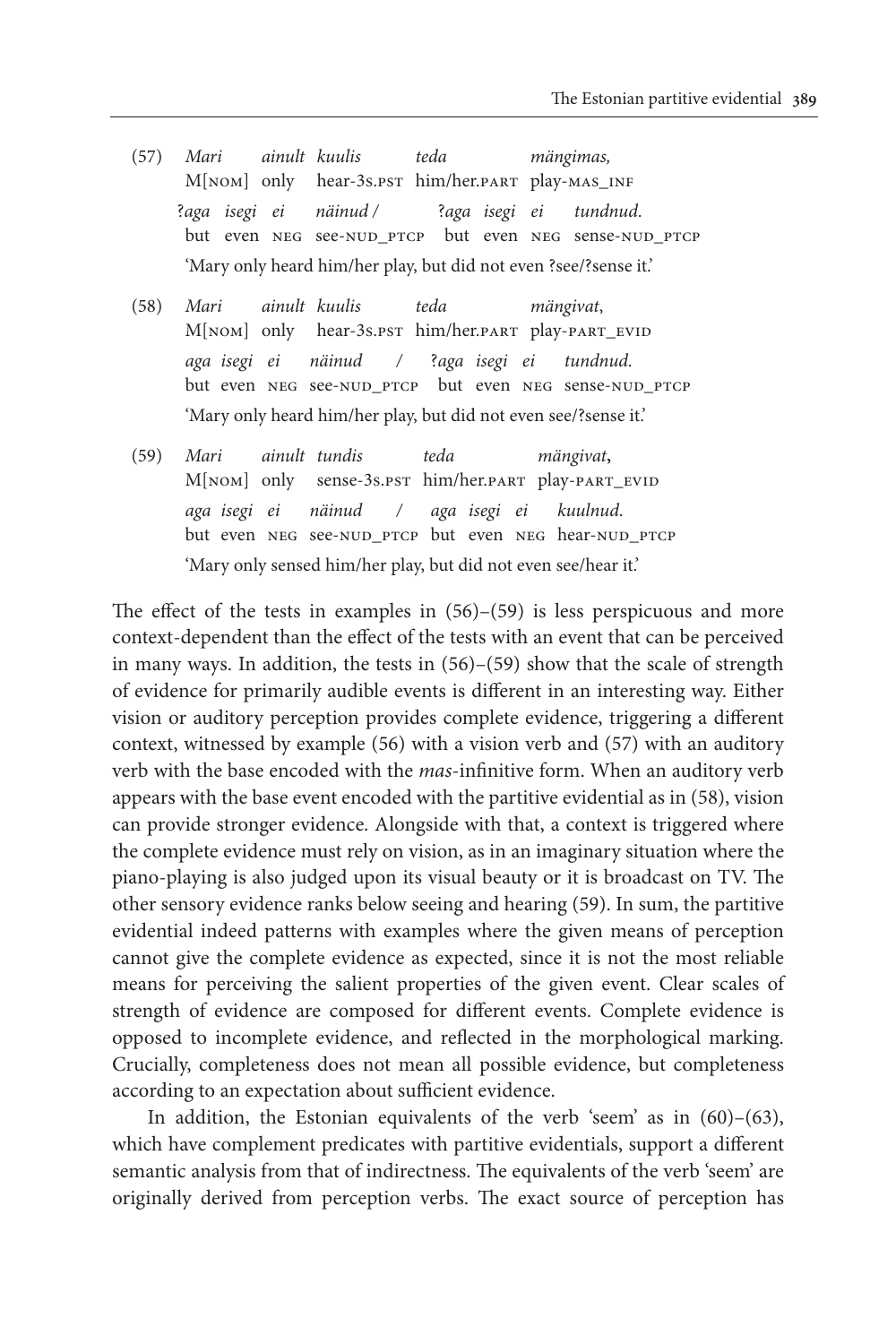(57) *Mari ainult kuulis teda mängimas,*
M[NOM] only hear-3S.PST him/her.PART play-MAS_INF
?*aga isegi ei näinud /* ?*aga isegi ei tundnud.*
but even NEG see-NUD_PTCP but even NEG sense-NUD_PTCP
'Mary only heard him/her play, but did not even ?see/?sense it.'

(58) *Mari ainult kuulis teda mängivat,*
M[NOM] only hear-3S.PST him/her.PART play-PART_EVID
*aga isegi ei näinud /* ?*aga isegi ei tundnud.*
but even NEG see-NUD_PTCP but even NEG sense-NUD_PTCP
'Mary only heard him/her play, but did not even see/?sense it.'

(59) *Mari ainult tundis teda mängivat,*
M[NOM] only sense-3S.PST him/her.PART play-PART_EVID
*aga isegi ei näinud / aga isegi ei kuulnud.*
but even NEG see-NUD_PTCP but even NEG hear-NUD_PTCP
'Mary only sensed him/her play, but did not even see/hear it.'

The effect of the tests in examples in (56)–(59) is less perspicuous and more context-dependent than the effect of the tests with an event that can be perceived in many ways. In addition, the tests in (56)–(59) show that the scale of strength of evidence for primarily audible events is different in an interesting way. Either vision or auditory perception provides complete evidence, triggering a different context, witnessed by example (56) with a vision verb and (57) with an auditory verb with the base encoded with the *mas*-infinitive form. When an auditory verb appears with the base event encoded with the partitive evidential as in (58), vision can provide stronger evidence. Alongside with that, a context is triggered where the complete evidence must rely on vision, as in an imaginary situation where the piano-playing is also judged upon its visual beauty or it is broadcast on TV. The other sensory evidence ranks below seeing and hearing (59). In sum, the partitive evidential indeed patterns with examples where the given means of perception cannot give the complete evidence as expected, since it is not the most reliable means for perceiving the salient properties of the given event. Clear scales of strength of evidence are composed for different events. Complete evidence is opposed to incomplete evidence, and reflected in the morphological marking. Crucially, completeness does not mean all possible evidence, but completeness according to an expectation about sufficient evidence.

In addition, the Estonian equivalents of the verb 'seem' as in (60)–(63), which have complement predicates with partitive evidentials, support a different semantic analysis from that of indirectness. The equivalents of the verb 'seem' are originally derived from perception verbs. The exact source of perception has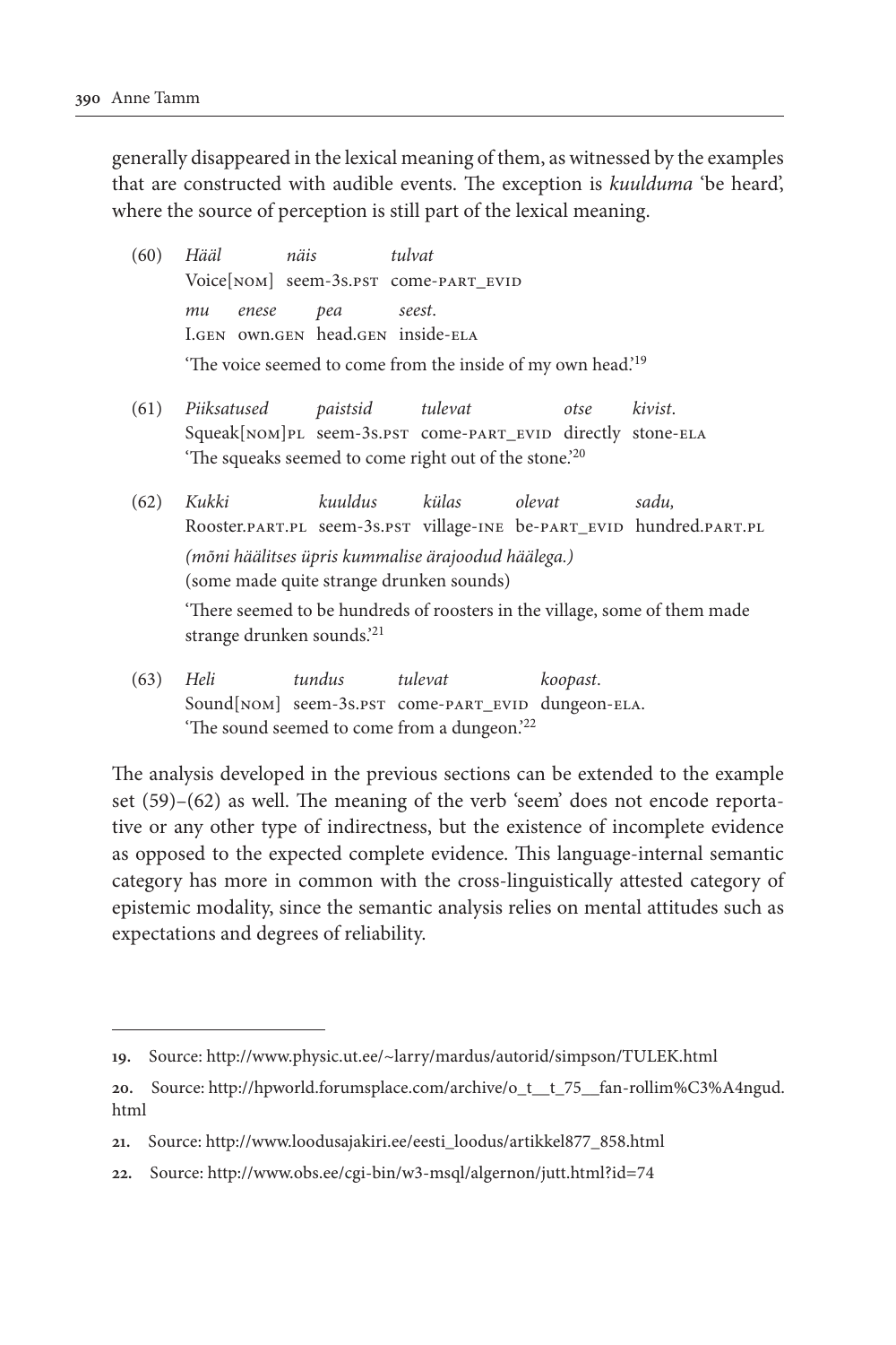generally disappeared in the lexical meaning of them, as witnessed by the examples that are constructed with audible events. The exception is *kuulduma* 'be heard', where the source of perception is still part of the lexical meaning.

(60) *Hääl näis tulvat*
Voice[NOM] seem-3S.PST come-PART_EVID
*mu enese pea seest.*
I.GEN own.GEN head.GEN inside-ELA
'The voice seemed to come from the inside of my own head.'[19]

(61) *Piiksatused paistsid tulevat otse kivist.*
Squeak[NOM]PL seem-3S.PST come-PART_EVID directly stone-ELA
'The squeaks seemed to come right out of the stone.'[20]

(62) *Kukki kuuldus külas olevat sadu,*
Rooster.PART.PL seem-3S.PST village-INE be-PART_EVID hundred.PART.PL
*(mõni häälitses üpris kummalise ärajoodud häälega.)*
(some made quite strange drunken sounds)
'There seemed to be hundreds of roosters in the village, some of them made strange drunken sounds.'[21]

(63) *Heli tundus tulevat koopast.*
Sound[NOM] seem-3S.PST come-PART_EVID dungeon-ELA.
'The sound seemed to come from a dungeon.'[22]

The analysis developed in the previous sections can be extended to the example set (59)–(62) as well. The meaning of the verb 'seem' does not encode reportative or any other type of indirectness, but the existence of incomplete evidence as opposed to the expected complete evidence. This language-internal semantic category has more in common with the cross-linguistically attested category of epistemic modality, since the semantic analysis relies on mental attitudes such as expectations and degrees of reliability.

---

**19.** Source: http://www.physic.ut.ee/~larry/mardus/autorid/simpson/TULEK.html

**20.** Source: http://hpworld.forumsplace.com/archive/o_t__t_75__fan-rollim%C3%A4ngud.html

**21.** Source: http://www.loodusajakiri.ee/eesti_loodus/artikkel877_858.html

**22.** Source: http://www.obs.ee/cgi-bin/w3-msql/algernon/jutt.html?id=74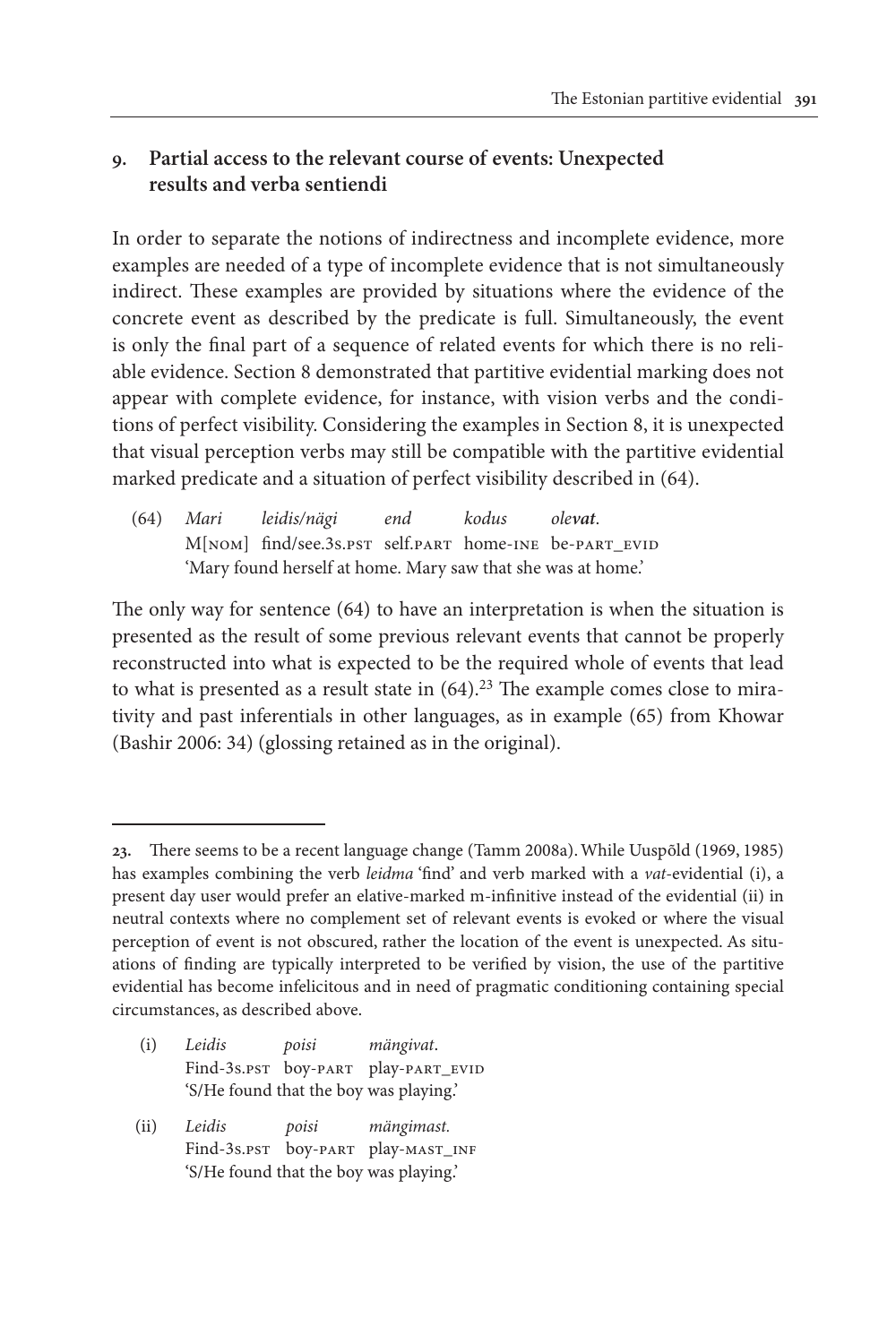## 9. Partial access to the relevant course of events: Unexpected results and verba sentiendi

In order to separate the notions of indirectness and incomplete evidence, more examples are needed of a type of incomplete evidence that is not simultaneously indirect. These examples are provided by situations where the evidence of the concrete event as described by the predicate is full. Simultaneously, the event is only the final part of a sequence of related events for which there is no reliable evidence. Section 8 demonstrated that partitive evidential marking does not appear with complete evidence, for instance, with vision verbs and the conditions of perfect visibility. Considering the examples in Section 8, it is unexpected that visual perception verbs may still be compatible with the partitive evidential marked predicate and a situation of perfect visibility described in (64).

(64) *Mari leidis/nägi end kodus ole**vat**.*
M[NOM] find/see.3S.PST self.PART home-INE be-PART_EVID
'Mary found herself at home. Mary saw that she was at home.'

The only way for sentence (64) to have an interpretation is when the situation is presented as the result of some previous relevant events that cannot be properly reconstructed into what is expected to be the required whole of events that lead to what is presented as a result state in (64).[23] The example comes close to mirativity and past inferentials in other languages, as in example (65) from Khowar (Bashir 2006: 34) (glossing retained as in the original).

---

**23.** There seems to be a recent language change (Tamm 2008a). While Uuspõld (1969, 1985) has examples combining the verb *leidma* 'find' and verb marked with a *vat*-evidential (i), a present day user would prefer an elative-marked m-infinitive instead of the evidential (ii) in neutral contexts where no complement set of relevant events is evoked or where the visual perception of event is not obscured, rather the location of the event is unexpected. As situations of finding are typically interpreted to be verified by vision, the use of the partitive evidential has become infelicitous and in need of pragmatic conditioning containing special circumstances, as described above.

(i) *Leidis poisi mängivat.*
Find-3S.PST boy-PART play-PART_EVID
'S/He found that the boy was playing.'

(ii) *Leidis poisi mängimast.*
Find-3S.PST boy-PART play-MAST_INF
'S/He found that the boy was playing.'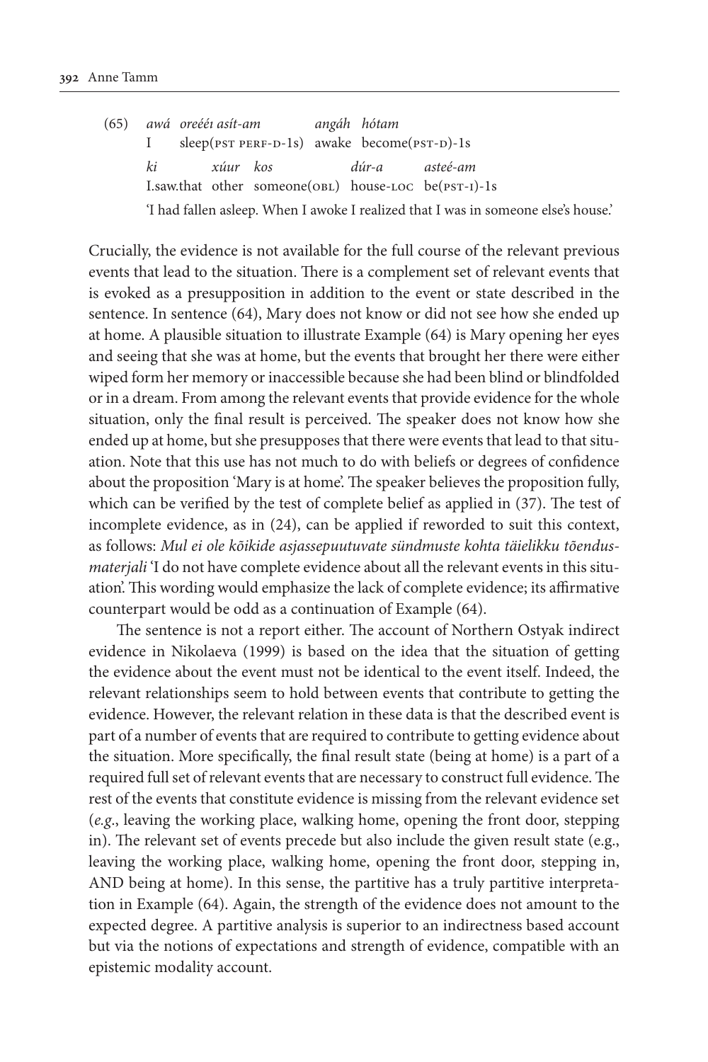(65) *awá oreééı asít-am angáh hótam*
I sleep(PST PERF-D-1S) awake become(PST-D)-1S
*ki xúur kos dúr-a asteé-am*
I.saw.that other someone(OBL) house-LOC be(PST-I)-1S
'I had fallen asleep. When I awoke I realized that I was in someone else's house.'

Crucially, the evidence is not available for the full course of the relevant previous events that lead to the situation. There is a complement set of relevant events that is evoked as a presupposition in addition to the event or state described in the sentence. In sentence (64), Mary does not know or did not see how she ended up at home. A plausible situation to illustrate Example (64) is Mary opening her eyes and seeing that she was at home, but the events that brought her there were either wiped form her memory or inaccessible because she had been blind or blindfolded or in a dream. From among the relevant events that provide evidence for the whole situation, only the final result is perceived. The speaker does not know how she ended up at home, but she presupposes that there were events that lead to that situation. Note that this use has not much to do with beliefs or degrees of confidence about the proposition 'Mary is at home'. The speaker believes the proposition fully, which can be verified by the test of complete belief as applied in (37). The test of incomplete evidence, as in (24), can be applied if reworded to suit this context, as follows: *Mul ei ole kõikide asjassepuutuvate sündmuste kohta täielikku tõendusmaterjali* 'I do not have complete evidence about all the relevant events in this situation'. This wording would emphasize the lack of complete evidence; its affirmative counterpart would be odd as a continuation of Example (64).

The sentence is not a report either. The account of Northern Ostyak indirect evidence in Nikolaeva (1999) is based on the idea that the situation of getting the evidence about the event must not be identical to the event itself. Indeed, the relevant relationships seem to hold between events that contribute to getting the evidence. However, the relevant relation in these data is that the described event is part of a number of events that are required to contribute to getting evidence about the situation. More specifically, the final result state (being at home) is a part of a required full set of relevant events that are necessary to construct full evidence. The rest of the events that constitute evidence is missing from the relevant evidence set (*e.g.*, leaving the working place, walking home, opening the front door, stepping in). The relevant set of events precede but also include the given result state (e.g., leaving the working place, walking home, opening the front door, stepping in, AND being at home). In this sense, the partitive has a truly partitive interpretation in Example (64). Again, the strength of the evidence does not amount to the expected degree. A partitive analysis is superior to an indirectness based account but via the notions of expectations and strength of evidence, compatible with an epistemic modality account.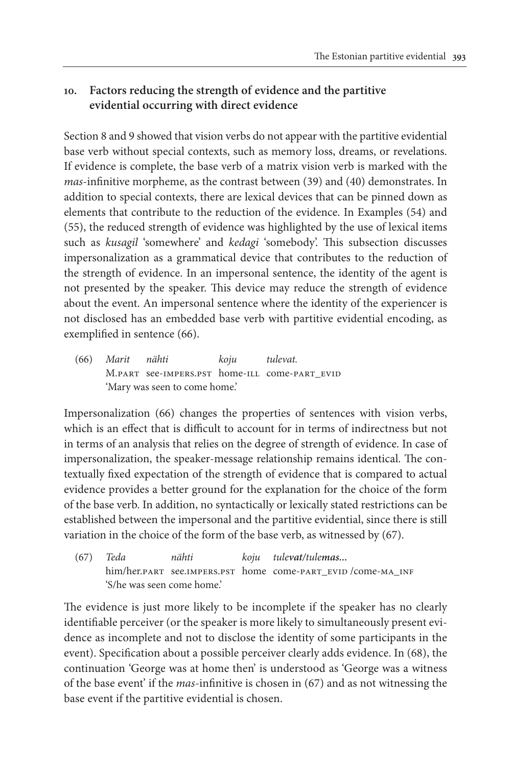## 10. Factors reducing the strength of evidence and the partitive evidential occurring with direct evidence

Section 8 and 9 showed that vision verbs do not appear with the partitive evidential base verb without special contexts, such as memory loss, dreams, or revelations. If evidence is complete, the base verb of a matrix vision verb is marked with the *mas*-infinitive morpheme, as the contrast between (39) and (40) demonstrates. In addition to special contexts, there are lexical devices that can be pinned down as elements that contribute to the reduction of the evidence. In Examples (54) and (55), the reduced strength of evidence was highlighted by the use of lexical items such as *kusagil* 'somewhere' and *kedagi* 'somebody'. This subsection discusses impersonalization as a grammatical device that contributes to the reduction of the strength of evidence. In an impersonal sentence, the identity of the agent is not presented by the speaker. This device may reduce the strength of evidence about the event. An impersonal sentence where the identity of the experiencer is not disclosed has an embedded base verb with partitive evidential encoding, as exemplified in sentence (66).

(66) *Marit nähti koju tulevat.*
M.PART see-IMPERS.PST home-ILL come-PART_EVID
'Mary was seen to come home.'

Impersonalization (66) changes the properties of sentences with vision verbs, which is an effect that is difficult to account for in terms of indirectness but not in terms of an analysis that relies on the degree of strength of evidence. In case of impersonalization, the speaker-message relationship remains identical. The contextually fixed expectation of the strength of evidence that is compared to actual evidence provides a better ground for the explanation for the choice of the form of the base verb. In addition, no syntactically or lexically stated restrictions can be established between the impersonal and the partitive evidential, since there is still variation in the choice of the form of the base verb, as witnessed by (67).

(67) *Teda nähti koju tule**vat**/tule**mas**...*
him/her.PART see.IMPERS.PST home come-PART_EVID /come-MA_INF
'S/he was seen come home.'

The evidence is just more likely to be incomplete if the speaker has no clearly identifiable perceiver (or the speaker is more likely to simultaneously present evidence as incomplete and not to disclose the identity of some participants in the event). Specification about a possible perceiver clearly adds evidence. In (68), the continuation 'George was at home then' is understood as 'George was a witness of the base event' if the *mas*-infinitive is chosen in (67) and as not witnessing the base event if the partitive evidential is chosen.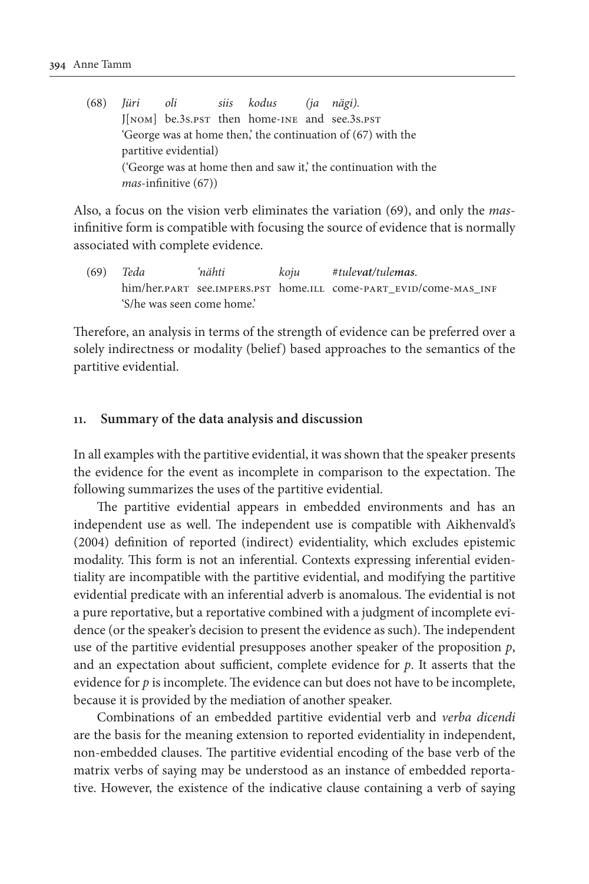(68) *Jüri oli siis kodus (ja nägi).*
J[NOM] be.3S.PST then home-INE and see.3S.PST
'George was at home then,' the continuation of (67) with the partitive evidential)
('George was at home then and saw it,' the continuation with the *mas*-infinitive (67))

Also, a focus on the vision verb eliminates the variation (69), and only the *mas*-infinitive form is compatible with focusing the source of evidence that is normally associated with complete evidence.

(69) *Teda 'nähti koju #tule**vat**/tule**mas**.*
him/her.PART see.IMPERS.PST home.ILL come-PART_EVID/come-MAS_INF
'S/he was seen come home.'

Therefore, an analysis in terms of the strength of evidence can be preferred over a solely indirectness or modality (belief) based approaches to the semantics of the partitive evidential.

## 11. Summary of the data analysis and discussion

In all examples with the partitive evidential, it was shown that the speaker presents the evidence for the event as incomplete in comparison to the expectation. The following summarizes the uses of the partitive evidential.

The partitive evidential appears in embedded environments and has an independent use as well. The independent use is compatible with Aikhenvald's (2004) definition of reported (indirect) evidentiality, which excludes epistemic modality. This form is not an inferential. Contexts expressing inferential evidentiality are incompatible with the partitive evidential, and modifying the partitive evidential predicate with an inferential adverb is anomalous. The evidential is not a pure reportative, but a reportative combined with a judgment of incomplete evidence (or the speaker's decision to present the evidence as such). The independent use of the partitive evidential presupposes another speaker of the proposition *p*, and an expectation about sufficient, complete evidence for *p*. It asserts that the evidence for *p* is incomplete. The evidence can but does not have to be incomplete, because it is provided by the mediation of another speaker.

Combinations of an embedded partitive evidential verb and *verba dicendi* are the basis for the meaning extension to reported evidentiality in independent, non-embedded clauses. The partitive evidential encoding of the base verb of the matrix verbs of saying may be understood as an instance of embedded reportative. However, the existence of the indicative clause containing a verb of saying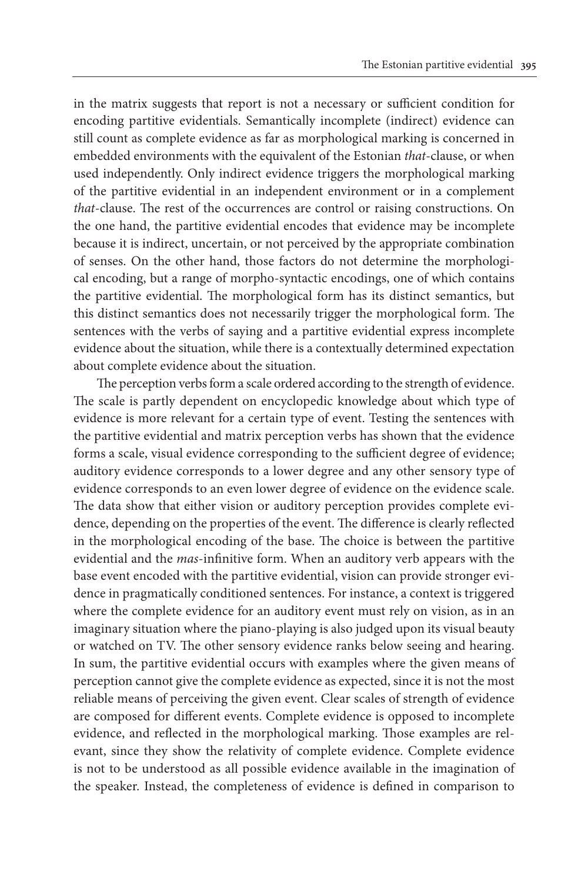in the matrix suggests that report is not a necessary or sufficient condition for encoding partitive evidentials. Semantically incomplete (indirect) evidence can still count as complete evidence as far as morphological marking is concerned in embedded environments with the equivalent of the Estonian *that*-clause, or when used independently. Only indirect evidence triggers the morphological marking of the partitive evidential in an independent environment or in a complement *that*-clause. The rest of the occurrences are control or raising constructions. On the one hand, the partitive evidential encodes that evidence may be incomplete because it is indirect, uncertain, or not perceived by the appropriate combination of senses. On the other hand, those factors do not determine the morphological encoding, but a range of morpho-syntactic encodings, one of which contains the partitive evidential. The morphological form has its distinct semantics, but this distinct semantics does not necessarily trigger the morphological form. The sentences with the verbs of saying and a partitive evidential express incomplete evidence about the situation, while there is a contextually determined expectation about complete evidence about the situation.

The perception verbs form a scale ordered according to the strength of evidence. The scale is partly dependent on encyclopedic knowledge about which type of evidence is more relevant for a certain type of event. Testing the sentences with the partitive evidential and matrix perception verbs has shown that the evidence forms a scale, visual evidence corresponding to the sufficient degree of evidence; auditory evidence corresponds to a lower degree and any other sensory type of evidence corresponds to an even lower degree of evidence on the evidence scale. The data show that either vision or auditory perception provides complete evidence, depending on the properties of the event. The difference is clearly reflected in the morphological encoding of the base. The choice is between the partitive evidential and the *mas*-infinitive form. When an auditory verb appears with the base event encoded with the partitive evidential, vision can provide stronger evidence in pragmatically conditioned sentences. For instance, a context is triggered where the complete evidence for an auditory event must rely on vision, as in an imaginary situation where the piano-playing is also judged upon its visual beauty or watched on TV. The other sensory evidence ranks below seeing and hearing. In sum, the partitive evidential occurs with examples where the given means of perception cannot give the complete evidence as expected, since it is not the most reliable means of perceiving the given event. Clear scales of strength of evidence are composed for different events. Complete evidence is opposed to incomplete evidence, and reflected in the morphological marking. Those examples are relevant, since they show the relativity of complete evidence. Complete evidence is not to be understood as all possible evidence available in the imagination of the speaker. Instead, the completeness of evidence is defined in comparison to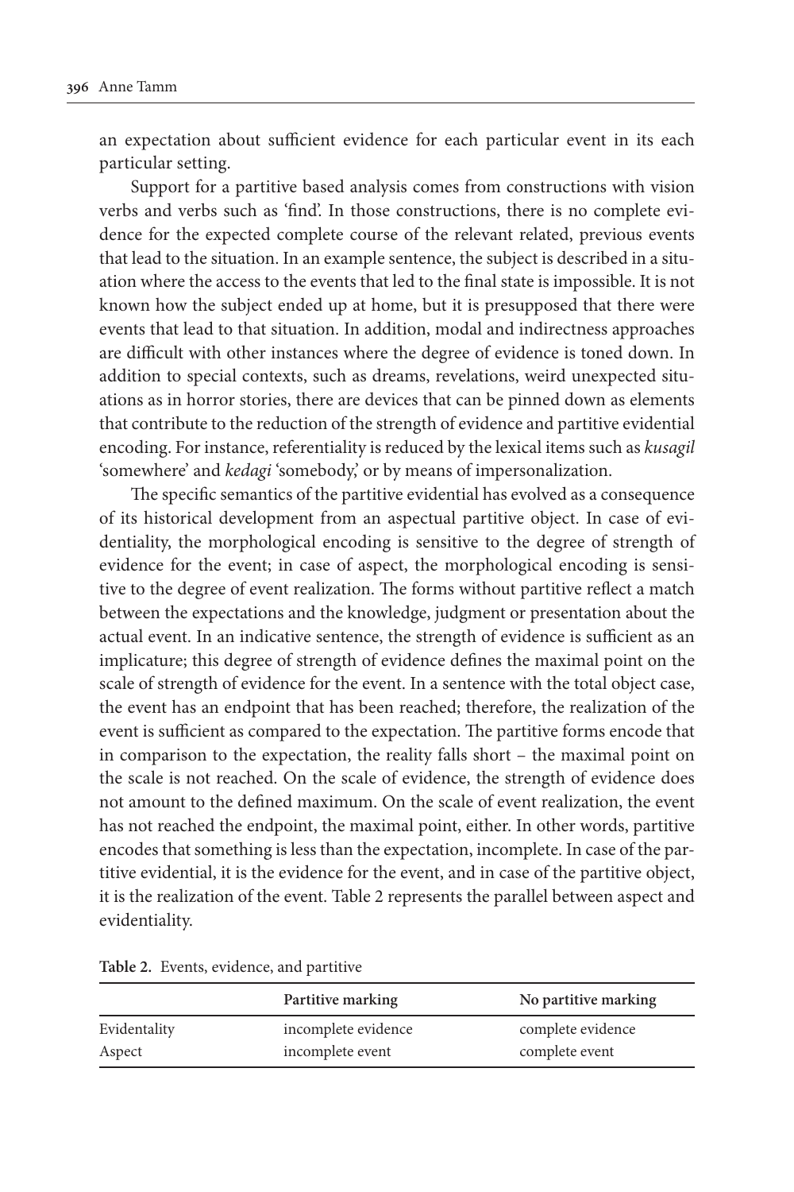an expectation about sufficient evidence for each particular event in its each particular setting.

Support for a partitive based analysis comes from constructions with vision verbs and verbs such as 'find'. In those constructions, there is no complete evidence for the expected complete course of the relevant related, previous events that lead to the situation. In an example sentence, the subject is described in a situation where the access to the events that led to the final state is impossible. It is not known how the subject ended up at home, but it is presupposed that there were events that lead to that situation. In addition, modal and indirectness approaches are difficult with other instances where the degree of evidence is toned down. In addition to special contexts, such as dreams, revelations, weird unexpected situations as in horror stories, there are devices that can be pinned down as elements that contribute to the reduction of the strength of evidence and partitive evidential encoding. For instance, referentiality is reduced by the lexical items such as *kusagil* 'somewhere' and *kedagi* 'somebody,' or by means of impersonalization.

The specific semantics of the partitive evidential has evolved as a consequence of its historical development from an aspectual partitive object. In case of evidentiality, the morphological encoding is sensitive to the degree of strength of evidence for the event; in case of aspect, the morphological encoding is sensitive to the degree of event realization. The forms without partitive reflect a match between the expectations and the knowledge, judgment or presentation about the actual event. In an indicative sentence, the strength of evidence is sufficient as an implicature; this degree of strength of evidence defines the maximal point on the scale of strength of evidence for the event. In a sentence with the total object case, the event has an endpoint that has been reached; therefore, the realization of the event is sufficient as compared to the expectation. The partitive forms encode that in comparison to the expectation, the reality falls short – the maximal point on the scale is not reached. On the scale of evidence, the strength of evidence does not amount to the defined maximum. On the scale of event realization, the event has not reached the endpoint, the maximal point, either. In other words, partitive encodes that something is less than the expectation, incomplete. In case of the partitive evidential, it is the evidence for the event, and in case of the partitive object, it is the realization of the event. Table 2 represents the parallel between aspect and evidentiality.

**Table 2.** Events, evidence, and partitive

| | Partitive marking | No partitive marking |
|---|---|---|
| Evidentality | incomplete evidence | complete evidence |
| Aspect | incomplete event | complete event |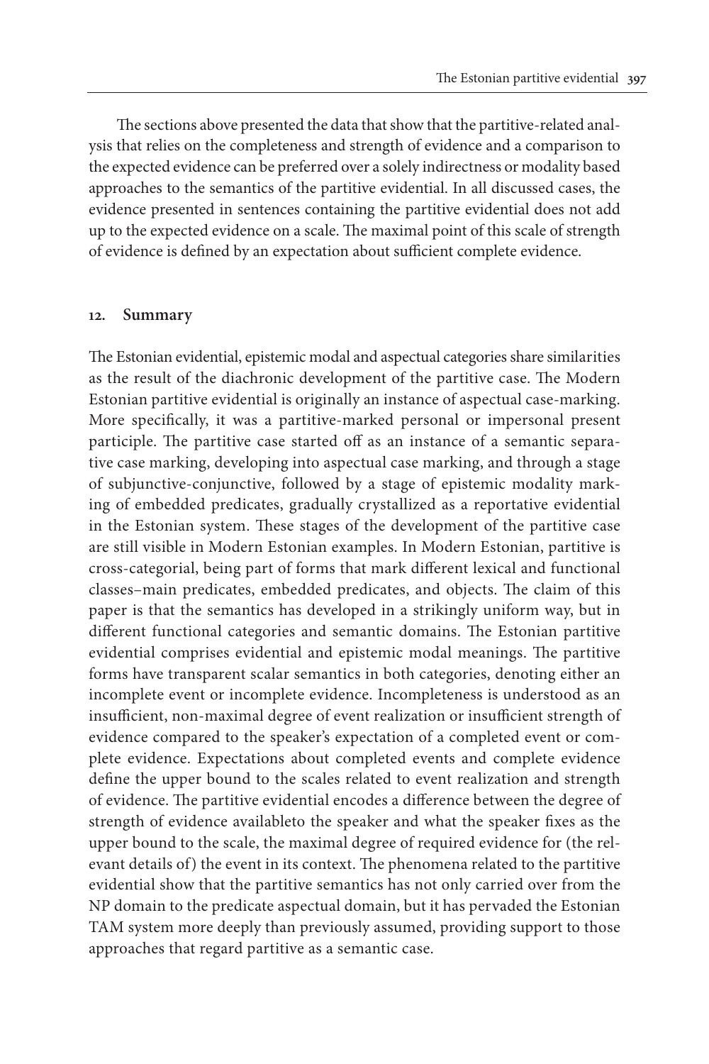The sections above presented the data that show that the partitive-related analysis that relies on the completeness and strength of evidence and a comparison to the expected evidence can be preferred over a solely indirectness or modality based approaches to the semantics of the partitive evidential. In all discussed cases, the evidence presented in sentences containing the partitive evidential does not add up to the expected evidence on a scale. The maximal point of this scale of strength of evidence is defined by an expectation about sufficient complete evidence.

## 12. Summary

The Estonian evidential, epistemic modal and aspectual categories share similarities as the result of the diachronic development of the partitive case. The Modern Estonian partitive evidential is originally an instance of aspectual case-marking. More specifically, it was a partitive-marked personal or impersonal present participle. The partitive case started off as an instance of a semantic separative case marking, developing into aspectual case marking, and through a stage of subjunctive-conjunctive, followed by a stage of epistemic modality marking of embedded predicates, gradually crystallized as a reportative evidential in the Estonian system. These stages of the development of the partitive case are still visible in Modern Estonian examples. In Modern Estonian, partitive is cross-categorial, being part of forms that mark different lexical and functional classes–main predicates, embedded predicates, and objects. The claim of this paper is that the semantics has developed in a strikingly uniform way, but in different functional categories and semantic domains. The Estonian partitive evidential comprises evidential and epistemic modal meanings. The partitive forms have transparent scalar semantics in both categories, denoting either an incomplete event or incomplete evidence. Incompleteness is understood as an insufficient, non-maximal degree of event realization or insufficient strength of evidence compared to the speaker's expectation of a completed event or complete evidence. Expectations about completed events and complete evidence define the upper bound to the scales related to event realization and strength of evidence. The partitive evidential encodes a difference between the degree of strength of evidence availableto the speaker and what the speaker fixes as the upper bound to the scale, the maximal degree of required evidence for (the relevant details of) the event in its context. The phenomena related to the partitive evidential show that the partitive semantics has not only carried over from the NP domain to the predicate aspectual domain, but it has pervaded the Estonian TAM system more deeply than previously assumed, providing support to those approaches that regard partitive as a semantic case.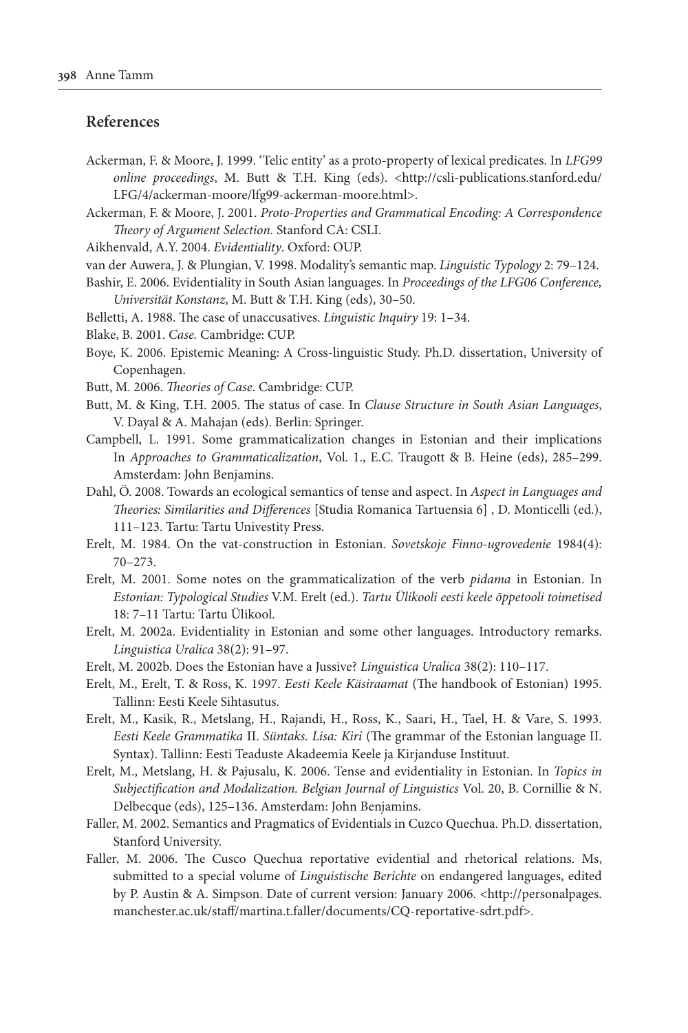## References

Ackerman, F. & Moore, J. 1999. 'Telic entity' as a proto-property of lexical predicates. In *LFG99 online proceedings*, M. Butt & T.H. King (eds). <http://csli-publications.stanford.edu/LFG/4/ackerman-moore/lfg99-ackerman-moore.html>.

Ackerman, F. & Moore, J. 2001. *Proto-Properties and Grammatical Encoding: A Correspondence Theory of Argument Selection.* Stanford CA: CSLI.

Aikhenvald, A.Y. 2004. *Evidentiality*. Oxford: OUP.

van der Auwera, J. & Plungian, V. 1998. Modality's semantic map. *Linguistic Typology* 2: 79–124.

Bashir, E. 2006. Evidentiality in South Asian languages. In *Proceedings of the LFG06 Conference, Universität Konstanz*, M. Butt & T.H. King (eds), 30–50.

Belletti, A. 1988. The case of unaccusatives. *Linguistic Inquiry* 19: 1–34.

Blake, B. 2001. *Case.* Cambridge: CUP.

Boye, K. 2006. Epistemic Meaning: A Cross-linguistic Study. Ph.D. dissertation, University of Copenhagen.

Butt, M. 2006. *Theories of Case*. Cambridge: CUP.

Butt, M. & King, T.H. 2005. The status of case. In *Clause Structure in South Asian Languages*, V. Dayal & A. Mahajan (eds). Berlin: Springer.

Campbell, L. 1991. Some grammaticalization changes in Estonian and their implications In *Approaches to Grammaticalization*, Vol. 1., E.C. Traugott & B. Heine (eds), 285–299. Amsterdam: John Benjamins.

Dahl, Ö. 2008. Towards an ecological semantics of tense and aspect. In *Aspect in Languages and Theories: Similarities and Differences* [Studia Romanica Tartuensia 6] , D. Monticelli (ed.), 111–123. Tartu: Tartu Univestity Press.

Erelt, M. 1984. On the vat-construction in Estonian. *Sovetskoje Finno-ugrovedenie* 1984(4): 70–273.

Erelt, M. 2001. Some notes on the grammaticalization of the verb *pidama* in Estonian. In *Estonian: Typological Studies* V.M. Erelt (ed.). *Tartu Ülikooli eesti keele õppetooli toimetised* 18: 7–11 Tartu: Tartu Ülikool.

Erelt, M. 2002a. Evidentiality in Estonian and some other languages. Introductory remarks. *Linguistica Uralica* 38(2): 91–97.

Erelt, M. 2002b. Does the Estonian have a Jussive? *Linguistica Uralica* 38(2): 110–117.

Erelt, M., Erelt, T. & Ross, K. 1997. *Eesti Keele Käsiraamat* (The handbook of Estonian) 1995. Tallinn: Eesti Keele Sihtasutus.

Erelt, M., Kasik, R., Metslang, H., Rajandi, H., Ross, K., Saari, H., Tael, H. & Vare, S. 1993. *Eesti Keele Grammatika* II. *Süntaks. Lisa: Kiri* (The grammar of the Estonian language II. Syntax). Tallinn: Eesti Teaduste Akadeemia Keele ja Kirjanduse Instituut.

Erelt, M., Metslang, H. & Pajusalu, K. 2006. Tense and evidentiality in Estonian. In *Topics in Subjectification and Modalization. Belgian Journal of Linguistics* Vol. 20, B. Cornillie & N. Delbecque (eds), 125–136. Amsterdam: John Benjamins.

Faller, M. 2002. Semantics and Pragmatics of Evidentials in Cuzco Quechua. Ph.D. dissertation, Stanford University.

Faller, M. 2006. The Cusco Quechua reportative evidential and rhetorical relations. Ms, submitted to a special volume of *Linguistische Berichte* on endangered languages, edited by P. Austin & A. Simpson. Date of current version: January 2006. <http://personalpages.manchester.ac.uk/staff/martina.t.faller/documents/CQ-reportative-sdrt.pdf>.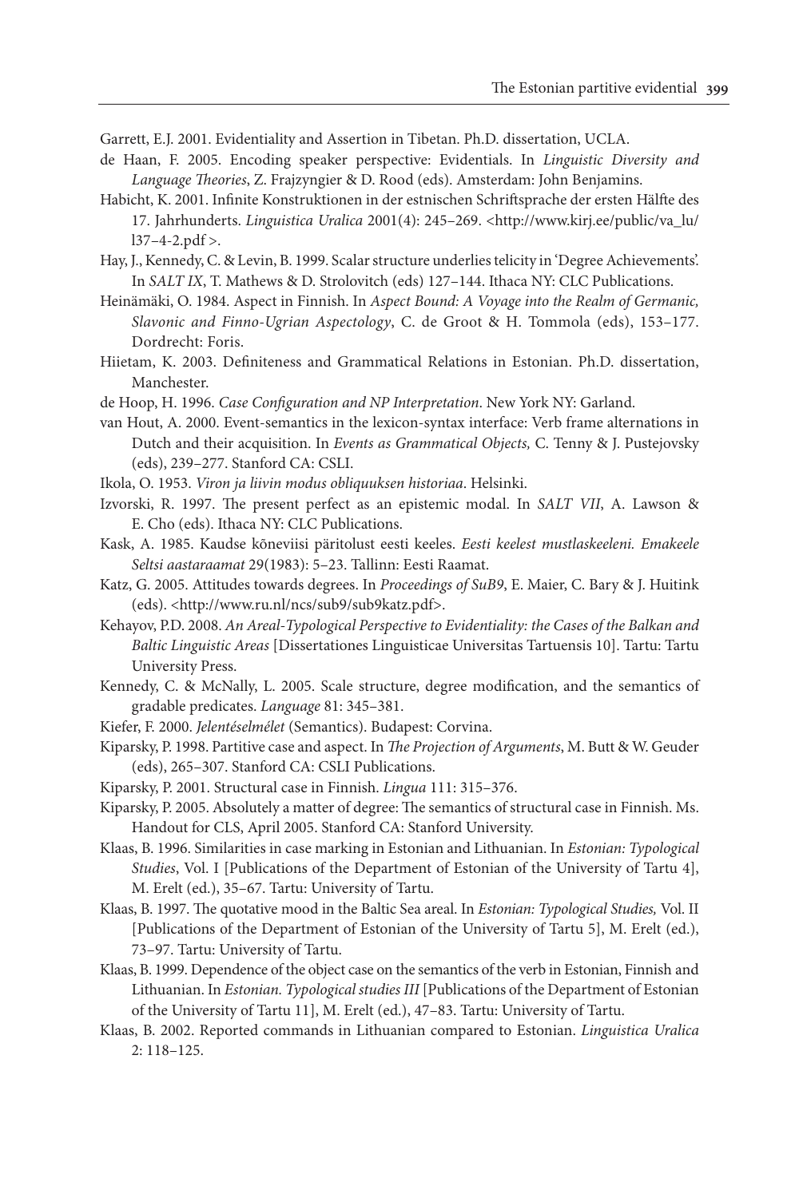Garrett, E.J. 2001. Evidentiality and Assertion in Tibetan. Ph.D. dissertation, UCLA.

de Haan, F. 2005. Encoding speaker perspective: Evidentials. In *Linguistic Diversity and Language Theories*, Z. Frajzyngier & D. Rood (eds). Amsterdam: John Benjamins.

Habicht, K. 2001. Infinite Konstruktionen in der estnischen Schriftsprache der ersten Hälfte des 17. Jahrhunderts. *Linguistica Uralica* 2001(4): 245–269. <http://www.kirj.ee/public/va_lu/l37-4-2.pdf >.

Hay, J., Kennedy, C. & Levin, B. 1999. Scalar structure underlies telicity in 'Degree Achievements'. In *SALT IX*, T. Mathews & D. Strolovitch (eds) 127–144. Ithaca NY: CLC Publications.

Heinämäki, O. 1984. Aspect in Finnish. In *Aspect Bound: A Voyage into the Realm of Germanic, Slavonic and Finno-Ugrian Aspectology*, C. de Groot & H. Tommola (eds), 153–177. Dordrecht: Foris.

Hiietam, K. 2003. Definiteness and Grammatical Relations in Estonian. Ph.D. dissertation, Manchester.

de Hoop, H. 1996. *Case Configuration and NP Interpretation*. New York NY: Garland.

van Hout, A. 2000. Event-semantics in the lexicon-syntax interface: Verb frame alternations in Dutch and their acquisition. In *Events as Grammatical Objects,* C. Tenny & J. Pustejovsky (eds), 239–277. Stanford CA: CSLI.

Ikola, O. 1953. *Viron ja liivin modus obliquuksen historiaa*. Helsinki.

Izvorski, R. 1997. The present perfect as an epistemic modal. In *SALT VII*, A. Lawson & E. Cho (eds). Ithaca NY: CLC Publications.

Kask, A. 1985. Kaudse kõneviisi päritolust eesti keeles. *Eesti keelest mustlaskeeleni. Emakeele Seltsi aastaraamat* 29(1983): 5–23. Tallinn: Eesti Raamat.

Katz, G. 2005. Attitudes towards degrees. In *Proceedings of SuB9*, E. Maier, C. Bary & J. Huitink (eds). <http://www.ru.nl/ncs/sub9/sub9katz.pdf>.

Kehayov, P.D. 2008. *An Areal-Typological Perspective to Evidentiality: the Cases of the Balkan and Baltic Linguistic Areas* [Dissertationes Linguisticae Universitas Tartuensis 10]. Tartu: Tartu University Press.

Kennedy, C. & McNally, L. 2005. Scale structure, degree modification, and the semantics of gradable predicates. *Language* 81: 345–381.

Kiefer, F. 2000. *Jelentéselmélet* (Semantics). Budapest: Corvina.

Kiparsky, P. 1998. Partitive case and aspect. In *The Projection of Arguments*, M. Butt & W. Geuder (eds), 265–307. Stanford CA: CSLI Publications.

Kiparsky, P. 2001. Structural case in Finnish. *Lingua* 111: 315–376.

Kiparsky, P. 2005. Absolutely a matter of degree: The semantics of structural case in Finnish. Ms. Handout for CLS, April 2005. Stanford CA: Stanford University.

Klaas, B. 1996. Similarities in case marking in Estonian and Lithuanian. In *Estonian: Typological Studies*, Vol. I [Publications of the Department of Estonian of the University of Tartu 4], M. Erelt (ed.), 35–67. Tartu: University of Tartu.

Klaas, B. 1997. The quotative mood in the Baltic Sea areal. In *Estonian: Typological Studies,* Vol. II [Publications of the Department of Estonian of the University of Tartu 5], M. Erelt (ed.), 73–97. Tartu: University of Tartu.

Klaas, B. 1999. Dependence of the object case on the semantics of the verb in Estonian, Finnish and Lithuanian. In *Estonian. Typological studies III* [Publications of the Department of Estonian of the University of Tartu 11], M. Erelt (ed.), 47–83. Tartu: University of Tartu.

Klaas, B. 2002. Reported commands in Lithuanian compared to Estonian. *Linguistica Uralica* 2: 118–125.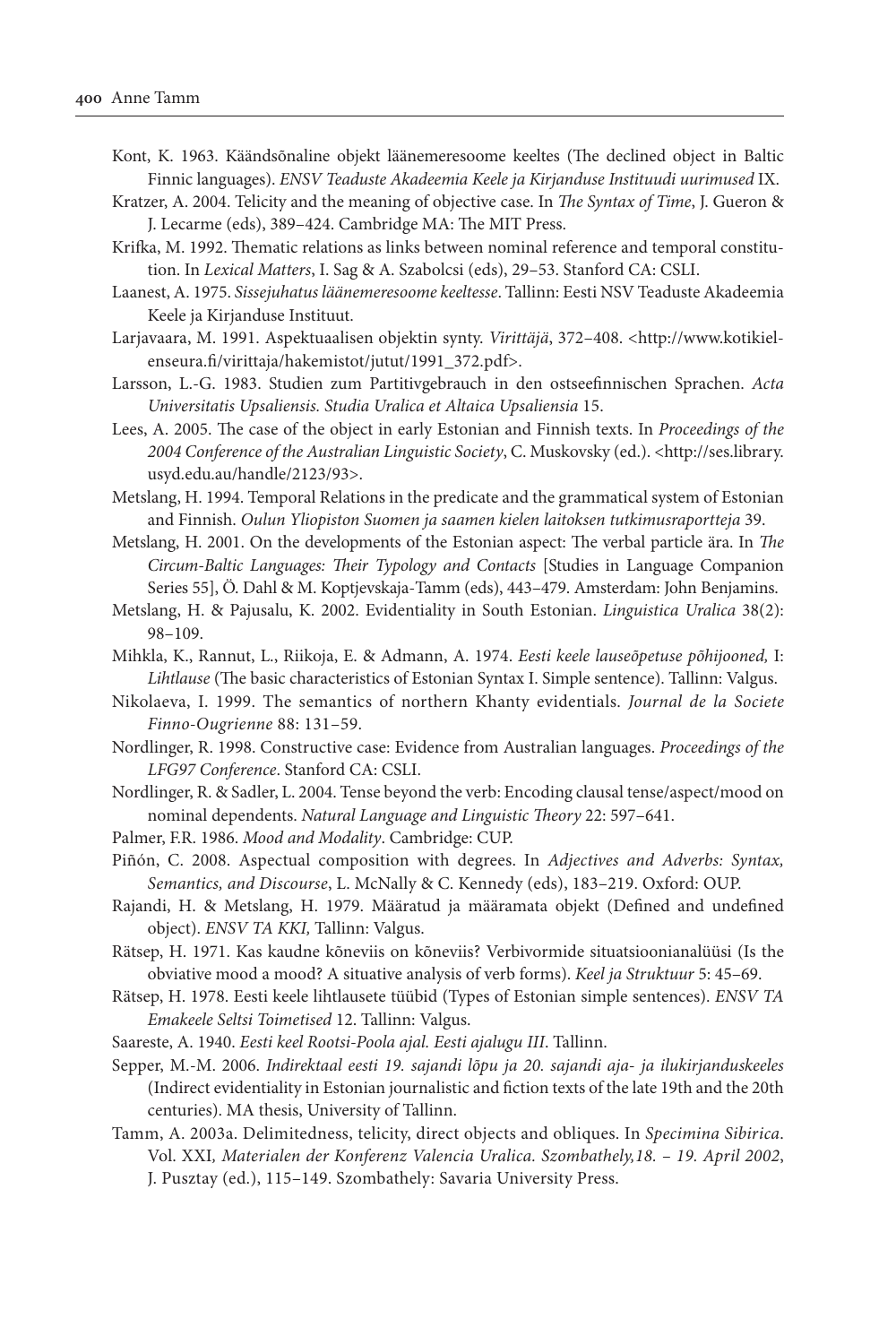Kont, K. 1963. Käändsõnaline objekt läänemeresoome keeltes (The declined object in Baltic Finnic languages). *ENSV Teaduste Akadeemia Keele ja Kirjanduse Instituudi uurimused* IX.

Kratzer, A. 2004. Telicity and the meaning of objective case. In *The Syntax of Time*, J. Gueron & J. Lecarme (eds), 389–424. Cambridge MA: The MIT Press.

Krifka, M. 1992. Thematic relations as links between nominal reference and temporal constitution. In *Lexical Matters*, I. Sag & A. Szabolcsi (eds), 29–53. Stanford CA: CSLI.

Laanest, A. 1975. *Sissejuhatus läänemeresoome keeltesse*. Tallinn: Eesti NSV Teaduste Akadeemia Keele ja Kirjanduse Instituut.

Larjavaara, M. 1991. Aspektuaalisen objektin synty. *Virittäjä*, 372–408. <http://www.kotikielenseura.fi/virittaja/hakemistot/jutut/1991_372.pdf>.

Larsson, L.-G. 1983. Studien zum Partitivgebrauch in den ostseefinnischen Sprachen. *Acta Universitatis Upsaliensis. Studia Uralica et Altaica Upsaliensia* 15.

Lees, A. 2005. The case of the object in early Estonian and Finnish texts. In *Proceedings of the 2004 Conference of the Australian Linguistic Society*, C. Muskovsky (ed.). <http://ses.library.usyd.edu.au/handle/2123/93>.

Metslang, H. 1994. Temporal Relations in the predicate and the grammatical system of Estonian and Finnish. *Oulun Yliopiston Suomen ja saamen kielen laitoksen tutkimusraportteja* 39.

Metslang, H. 2001. On the developments of the Estonian aspect: The verbal particle ära. In *The Circum-Baltic Languages: Their Typology and Contacts* [Studies in Language Companion Series 55], Ö. Dahl & M. Koptjevskaja-Tamm (eds), 443–479. Amsterdam: John Benjamins.

Metslang, H. & Pajusalu, K. 2002. Evidentiality in South Estonian. *Linguistica Uralica* 38(2): 98–109.

Mihkla, K., Rannut, L., Riikoja, E. & Admann, A. 1974. *Eesti keele lauseõpetuse põhijooned,* I: *Lihtlause* (The basic characteristics of Estonian Syntax I. Simple sentence). Tallinn: Valgus.

Nikolaeva, I. 1999. The semantics of northern Khanty evidentials. *Journal de la Societe Finno-Ougrienne* 88: 131–59.

Nordlinger, R. 1998. Constructive case: Evidence from Australian languages. *Proceedings of the LFG97 Conference*. Stanford CA: CSLI.

Nordlinger, R. & Sadler, L. 2004. Tense beyond the verb: Encoding clausal tense/aspect/mood on nominal dependents. *Natural Language and Linguistic Theory* 22: 597–641.

Palmer, F.R. 1986. *Mood and Modality*. Cambridge: CUP.

Piñón, C. 2008. Aspectual composition with degrees. In *Adjectives and Adverbs: Syntax, Semantics, and Discourse*, L. McNally & C. Kennedy (eds), 183–219. Oxford: OUP.

Rajandi, H. & Metslang, H. 1979. Määratud ja määramata objekt (Defined and undefined object). *ENSV TA KKI,* Tallinn: Valgus.

Rätsep, H. 1971. Kas kaudne kõneviis on kõneviis? Verbivormide situatsioonianalüüsi (Is the obviative mood a mood? A situative analysis of verb forms). *Keel ja Struktuur* 5: 45–69.

Rätsep, H. 1978. Eesti keele lihtlausete tüübid (Types of Estonian simple sentences). *ENSV TA Emakeele Seltsi Toimetised* 12. Tallinn: Valgus.

Saareste, A. 1940. *Eesti keel Rootsi-Poola ajal. Eesti ajalugu III*. Tallinn.

Sepper, M.-M. 2006. *Indirektaal eesti 19. sajandi lõpu ja 20. sajandi aja- ja ilukirjanduskeeles* (Indirect evidentiality in Estonian journalistic and fiction texts of the late 19th and the 20th centuries). MA thesis, University of Tallinn.

Tamm, A. 2003a. Delimitedness, telicity, direct objects and obliques. In *Specimina Sibirica*. Vol. XXI*, Materialen der Konferenz Valencia Uralica. Szombathely,18. – 19. April 2002*, J. Pusztay (ed.), 115–149. Szombathely: Savaria University Press.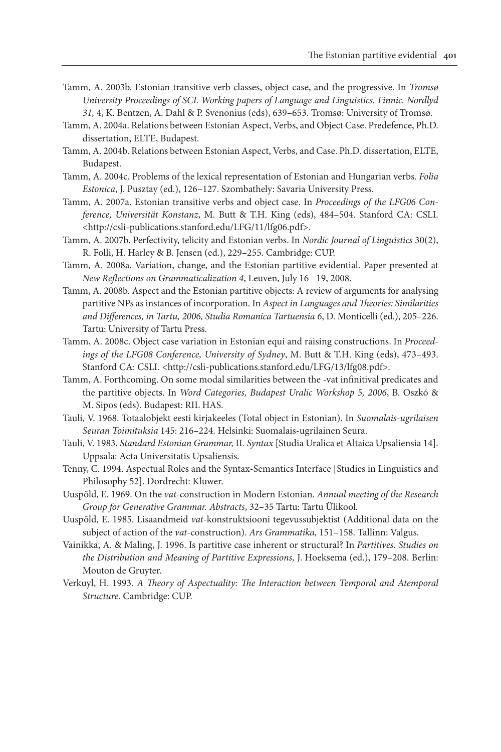Tamm, A. 2003b. Estonian transitive verb classes, object case, and the progressive. In *Tromsø University Proceedings of SCL Working papers of Language and Linguistics. Finnic. Nordlyd 31,* 4, K. Bentzen, A. Dahl & P. Svenonius (eds), 639–653. Tromsø: University of Tromsø.

Tamm, A. 2004a. Relations between Estonian Aspect, Verbs, and Object Case. Predefence, Ph.D. dissertation, ELTE, Budapest.

Tamm, A. 2004b. Relations between Estonian Aspect, Verbs, and Case. Ph.D. dissertation, ELTE, Budapest.

Tamm, A. 2004c. Problems of the lexical representation of Estonian and Hungarian verbs. *Folia Estonica*, J. Pusztay (ed.), 126–127. Szombathely: Savaria University Press.

Tamm, A. 2007a. Estonian transitive verbs and object case. In *Proceedings of the LFG06 Conference, Universität Konstanz*, M. Butt & T.H. King (eds), 484–504. Stanford CA: CSLI. <http://csli-publications.stanford.edu/LFG/11/lfg06.pdf>.

Tamm, A. 2007b. Perfectivity, telicity and Estonian verbs. In *Nordic Journal of Linguistics* 30(2), R. Folli, H. Harley & B. Jensen (ed.), 229–255. Cambridge: CUP.

Tamm, A. 2008a. Variation, change, and the Estonian partitive evidential. Paper presented at *New Reflections on Grammaticalization 4*, Leuven, July 16 –19, 2008.

Tamm, A. 2008b. Aspect and the Estonian partitive objects: A review of arguments for analysing partitive NPs as instances of incorporation. In *Aspect in Languages and Theories: Similarities and Differences, in Tartu, 2006, Studia Romanica Tartuensia 6*, D. Monticelli (ed.), 205–226. Tartu: University of Tartu Press.

Tamm, A. 2008c. Object case variation in Estonian equi and raising constructions. In *Proceedings of the LFG08 Conference, University of Sydney*, M. Butt & T.H. King (eds), 473–493. Stanford CA: CSLI. <http://csli-publications.stanford.edu/LFG/13/lfg08.pdf>.

Tamm, A. Forthcoming. On some modal similarities between the -vat infinitival predicates and the partitive objects. In *Word Categories, Budapest Uralic Workshop 5, 2006*, B. Oszkó & M. Sipos (eds). Budapest: RIL HAS.

Tauli, V. 1968. Totaalobjekt eesti kirjakeeles (Total object in Estonian). In *Suomalais-ugrilaisen Seuran Toimituksia* 145: 216–224. Helsinki: Suomalais-ugrilainen Seura.

Tauli, V. 1983. *Standard Estonian Grammar,* II. *Syntax* [Studia Uralica et Altaica Upsaliensia 14]. Uppsala: Acta Universitatis Upsaliensis.

Tenny, C. 1994. Aspectual Roles and the Syntax-Semantics Interface [Studies in Linguistics and Philosophy 52]. Dordrecht: Kluwer.

Uuspõld, E. 1969. On the *vat*-construction in Modern Estonian. *Annual meeting of the Research Group for Generative Grammar. Abstracts*, 32–35 Tartu: Tartu Ülikool.

Uuspõld, E. 1985. Lisaandmeid *vat*-konstruktsiooni tegevussubjektist (Additional data on the subject of action of the *vat*-construction). *Ars Grammatika,* 151–158. Tallinn: Valgus.

Vainikka, A. & Maling, J. 1996. Is partitive case inherent or structural? In *Partitives. Studies on the Distribution and Meaning of Partitive Expressions,* J. Hoeksema (ed.), 179–208. Berlin: Mouton de Gruyter.

Verkuyl, H. 1993. *A Theory of Aspectuality: The Interaction between Temporal and Atemporal Structure.* Cambridge: CUP.